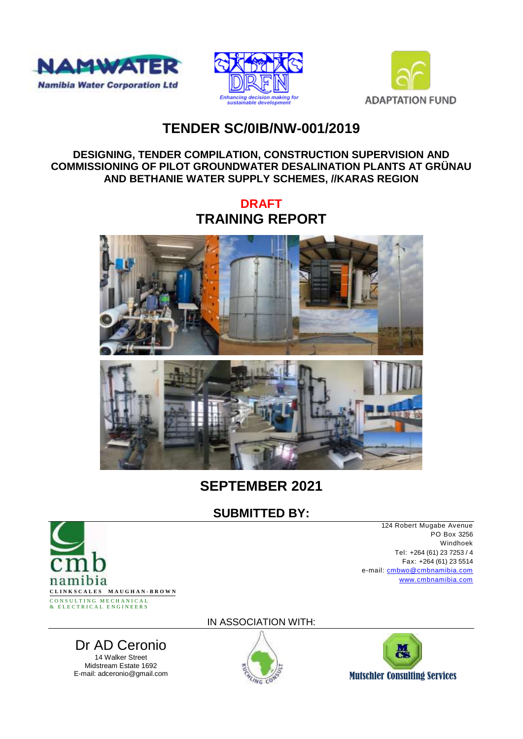NAMWATER
Namibia Water Corporation Ltd

DRFN
Enhancing decision making for sustainable development

ADAPTATION FUND

# TENDER SC/0IB/NW-001/2019

## DESIGNING, TENDER COMPILATION, CONSTRUCTION SUPERVISION AND COMMISSIONING OF PILOT GROUNDWATER DESALINATION PLANTS AT GRÜNAU AND BETHANIE WATER SUPPLY SCHEMES, //KARAS REGION

## DRAFT
## TRAINING REPORT

## SEPTEMBER 2021

## SUBMITTED BY:

cmb namibia
CLINKSCALES MAUGHAN-BROWN
CONSULTING MECHANICAL & ELECTRICAL ENGINEERS

124 Robert Mugabe Avenue
PO Box 3256
Windhoek
Tel: +264 (61) 23 7253 / 4
Fax: +264 (61) 23 5514
e-mail: cmbwo@cmbnamibia.com
www.cmbnamibia.com

IN ASSOCIATION WITH:

Dr AD Ceronio
14 Walker Street
Midstream Estate 1692
E-mail: adceronio@gmail.com

Kuchling Consult

Mutschler Consulting Services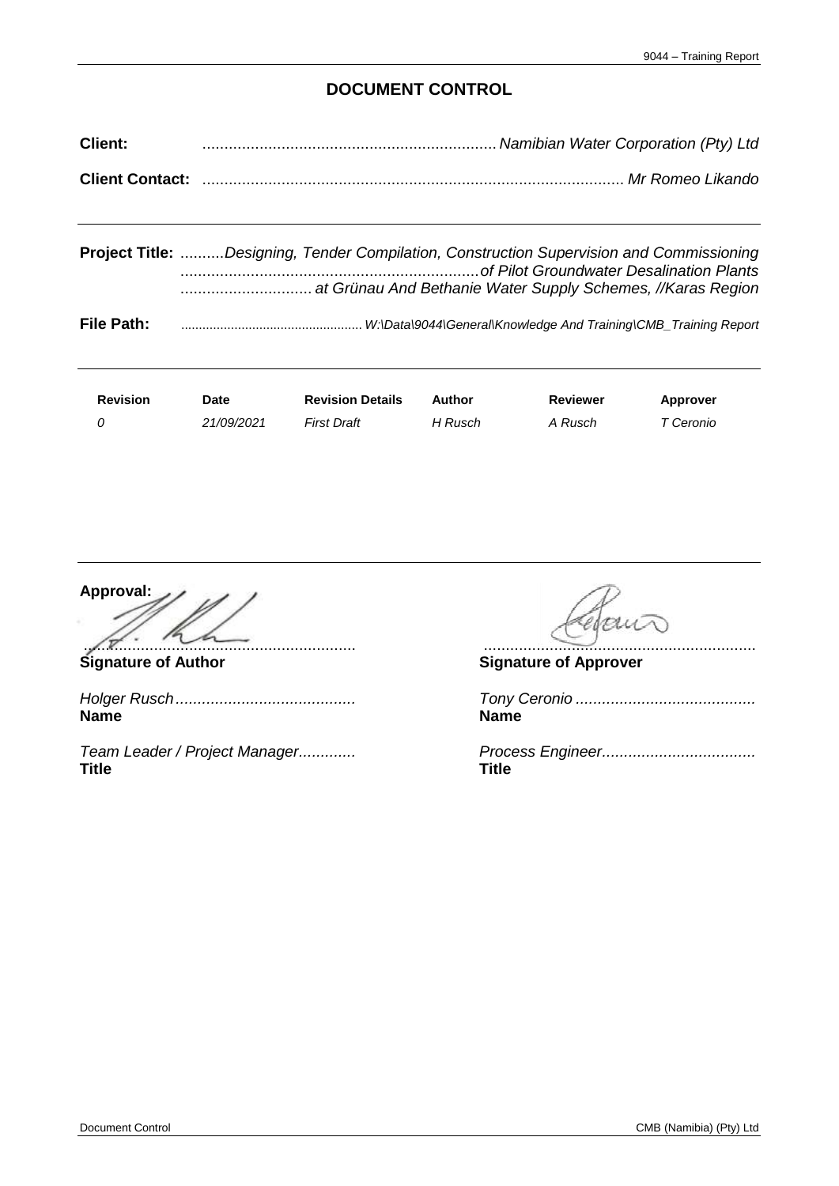# DOCUMENT CONTROL

**Client:** *Namibian Water Corporation (Pty) Ltd*

**Client Contact:** *Mr Romeo Likando*

---

**Project Title:** *Designing, Tender Compilation, Construction Supervision and Commissioning of Pilot Groundwater Desalination Plants at Grünau And Bethanie Water Supply Schemes, //Karas Region*

**File Path:** *W:\Data\9044\General\Knowledge And Training\CMB_Training Report*

---

| Revision | Date | Revision Details | Author | Reviewer | Approver |
|---|---|---|---|---|---|
| *0* | *21/09/2021* | *First Draft* | *H Rusch* | *A Rusch* | *T Ceronio* |

---

**Approval:**

| | |
|---|---|
| ............................................................. | ............................................................. |
| **Signature of Author** | **Signature of Approver** |
| *Holger Rusch* ......................................... | *Tony Ceronio* ......................................... |
| **Name** | **Name** |
| *Team Leader / Project Manager* ............. | *Process Engineer* ................................... |
| **Title** | **Title** |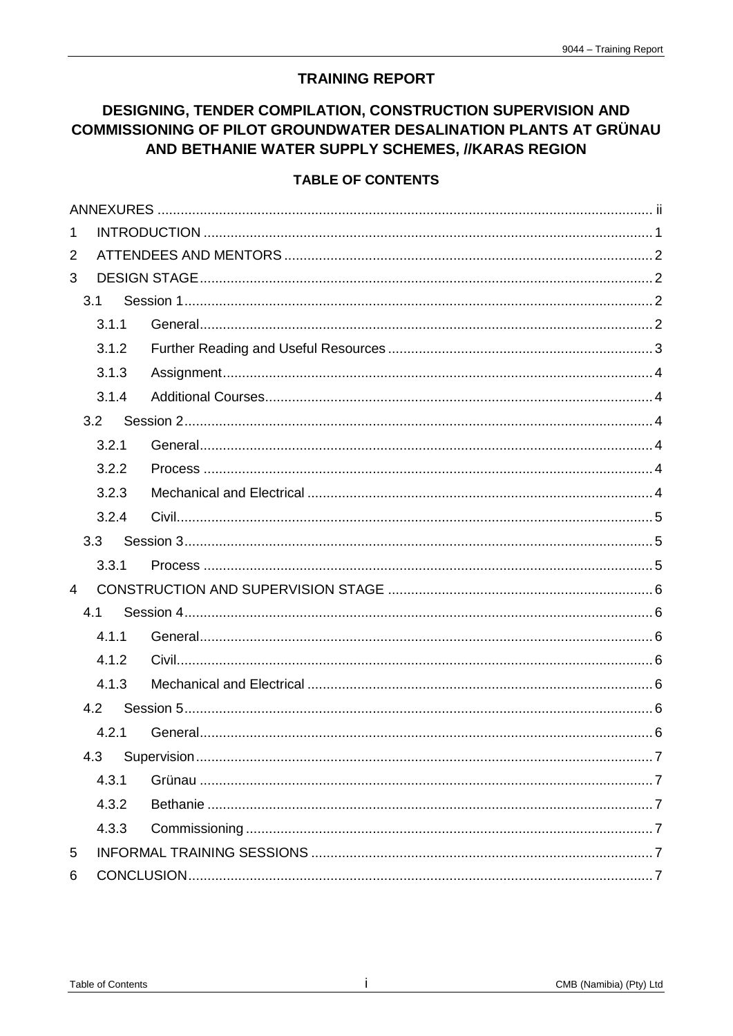**TRAINING REPORT**

# DESIGNING, TENDER COMPILATION, CONSTRUCTION SUPERVISION AND COMMISSIONING OF PILOT GROUNDWATER DESALINATION PLANTS AT GRÜNAU AND BETHANIE WATER SUPPLY SCHEMES, //KARAS REGION

## TABLE OF CONTENTS

ANNEXURES ..... ii

1 INTRODUCTION ..... 1

2 ATTENDEES AND MENTORS ..... 2

3 DESIGN STAGE ..... 2

- 3.1 Session 1 ..... 2
  - 3.1.1 General ..... 2
  - 3.1.2 Further Reading and Useful Resources ..... 3
  - 3.1.3 Assignment ..... 4
  - 3.1.4 Additional Courses ..... 4
- 3.2 Session 2 ..... 4
  - 3.2.1 General ..... 4
  - 3.2.2 Process ..... 4
  - 3.2.3 Mechanical and Electrical ..... 4
  - 3.2.4 Civil ..... 5
- 3.3 Session 3 ..... 5
  - 3.3.1 Process ..... 5

4 CONSTRUCTION AND SUPERVISION STAGE ..... 6

- 4.1 Session 4 ..... 6
  - 4.1.1 General ..... 6
  - 4.1.2 Civil ..... 6
  - 4.1.3 Mechanical and Electrical ..... 6
- 4.2 Session 5 ..... 6
  - 4.2.1 General ..... 6
- 4.3 Supervision ..... 7
  - 4.3.1 Grünau ..... 7
  - 4.3.2 Bethanie ..... 7
  - 4.3.3 Commissioning ..... 7

5 INFORMAL TRAINING SESSIONS ..... 7

6 CONCLUSION ..... 7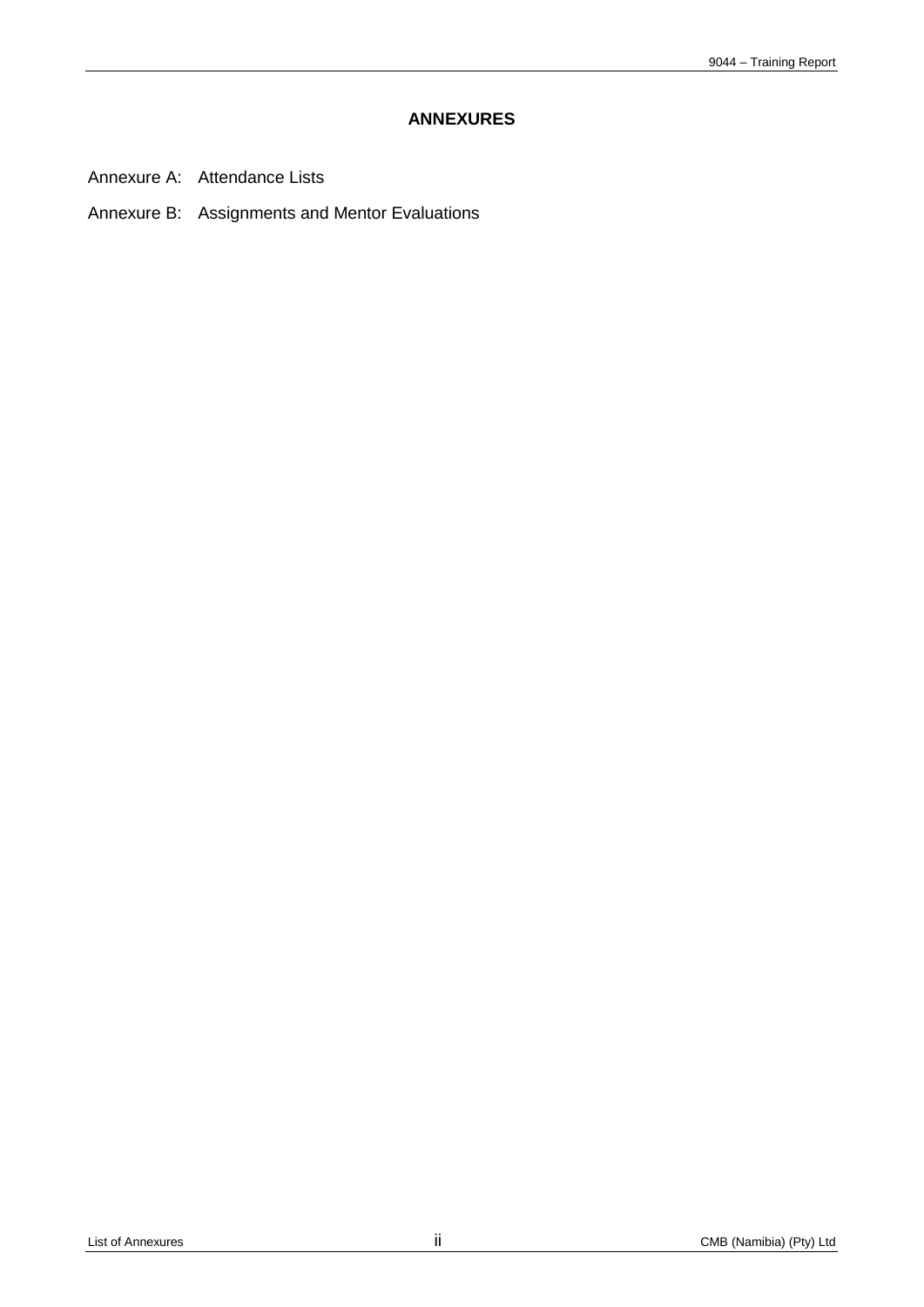# ANNEXURES

Annexure A: Attendance Lists

Annexure B: Assignments and Mentor Evaluations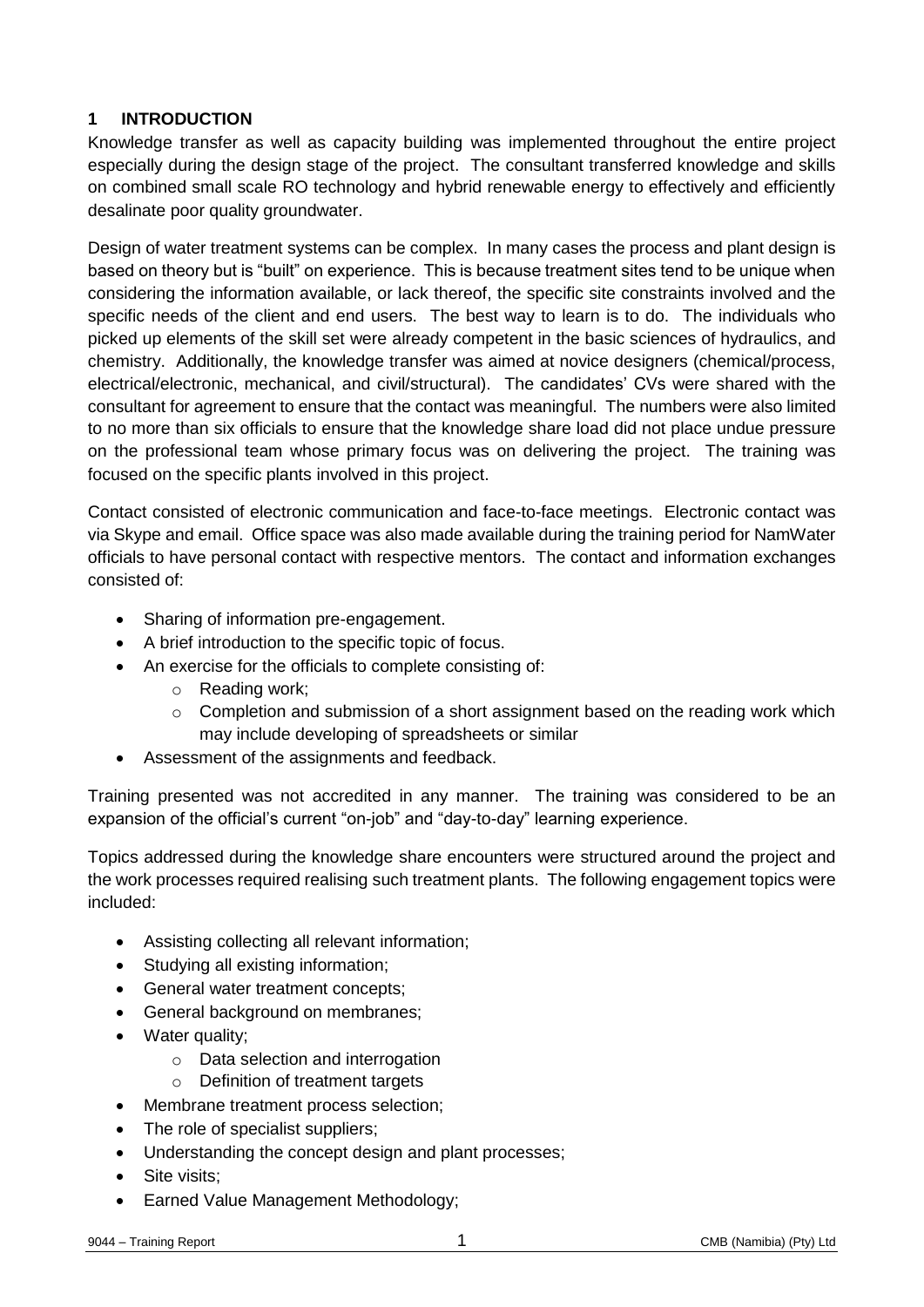## 1 INTRODUCTION

Knowledge transfer as well as capacity building was implemented throughout the entire project especially during the design stage of the project. The consultant transferred knowledge and skills on combined small scale RO technology and hybrid renewable energy to effectively and efficiently desalinate poor quality groundwater.

Design of water treatment systems can be complex. In many cases the process and plant design is based on theory but is "built" on experience. This is because treatment sites tend to be unique when considering the information available, or lack thereof, the specific site constraints involved and the specific needs of the client and end users. The best way to learn is to do. The individuals who picked up elements of the skill set were already competent in the basic sciences of hydraulics, and chemistry. Additionally, the knowledge transfer was aimed at novice designers (chemical/process, electrical/electronic, mechanical, and civil/structural). The candidates' CVs were shared with the consultant for agreement to ensure that the contact was meaningful. The numbers were also limited to no more than six officials to ensure that the knowledge share load did not place undue pressure on the professional team whose primary focus was on delivering the project. The training was focused on the specific plants involved in this project.

Contact consisted of electronic communication and face-to-face meetings. Electronic contact was via Skype and email. Office space was also made available during the training period for NamWater officials to have personal contact with respective mentors. The contact and information exchanges consisted of:

- Sharing of information pre-engagement.
- A brief introduction to the specific topic of focus.
- An exercise for the officials to complete consisting of:
    - Reading work;
    - Completion and submission of a short assignment based on the reading work which may include developing of spreadsheets or similar
- Assessment of the assignments and feedback.

Training presented was not accredited in any manner. The training was considered to be an expansion of the official's current "on-job" and "day-to-day" learning experience.

Topics addressed during the knowledge share encounters were structured around the project and the work processes required realising such treatment plants. The following engagement topics were included:

- Assisting collecting all relevant information;
- Studying all existing information;
- General water treatment concepts;
- General background on membranes;
- Water quality;
    - Data selection and interrogation
    - Definition of treatment targets
- Membrane treatment process selection;
- The role of specialist suppliers;
- Understanding the concept design and plant processes;
- Site visits;
- Earned Value Management Methodology;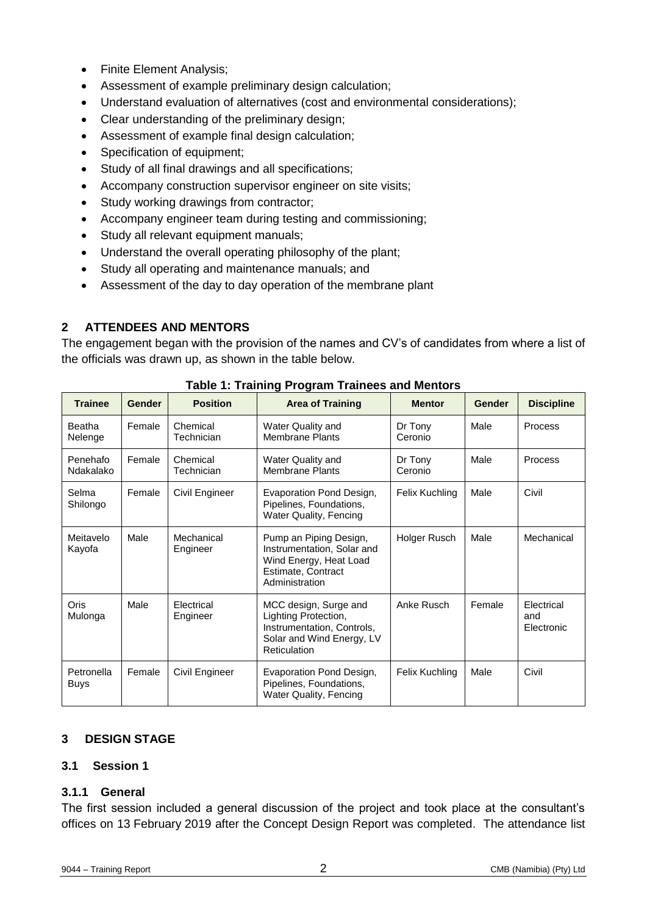- Finite Element Analysis;
- Assessment of example preliminary design calculation;
- Understand evaluation of alternatives (cost and environmental considerations);
- Clear understanding of the preliminary design;
- Assessment of example final design calculation;
- Specification of equipment;
- Study of all final drawings and all specifications;
- Accompany construction supervisor engineer on site visits;
- Study working drawings from contractor;
- Accompany engineer team during testing and commissioning;
- Study all relevant equipment manuals;
- Understand the overall operating philosophy of the plant;
- Study all operating and maintenance manuals; and
- Assessment of the day to day operation of the membrane plant

## 2 ATTENDEES AND MENTORS

The engagement began with the provision of the names and CV's of candidates from where a list of the officials was drawn up, as shown in the table below.

**Table 1: Training Program Trainees and Mentors**

| Trainee | Gender | Position | Area of Training | Mentor | Gender | Discipline |
|---|---|---|---|---|---|---|
| Beatha Nelenge | Female | Chemical Technician | Water Quality and Membrane Plants | Dr Tony Ceronio | Male | Process |
| Penehafo Ndakalako | Female | Chemical Technician | Water Quality and Membrane Plants | Dr Tony Ceronio | Male | Process |
| Selma Shilongo | Female | Civil Engineer | Evaporation Pond Design, Pipelines, Foundations, Water Quality, Fencing | Felix Kuchling | Male | Civil |
| Meitavelo Kayofa | Male | Mechanical Engineer | Pump an Piping Design, Instrumentation, Solar and Wind Energy, Heat Load Estimate, Contract Administration | Holger Rusch | Male | Mechanical |
| Oris Mulonga | Male | Electrical Engineer | MCC design, Surge and Lighting Protection, Instrumentation, Controls, Solar and Wind Energy, LV Reticulation | Anke Rusch | Female | Electrical and Electronic |
| Petronella Buys | Female | Civil Engineer | Evaporation Pond Design, Pipelines, Foundations, Water Quality, Fencing | Felix Kuchling | Male | Civil |

## 3 DESIGN STAGE

### 3.1 Session 1

#### 3.1.1 General

The first session included a general discussion of the project and took place at the consultant's offices on 13 February 2019 after the Concept Design Report was completed. The attendance list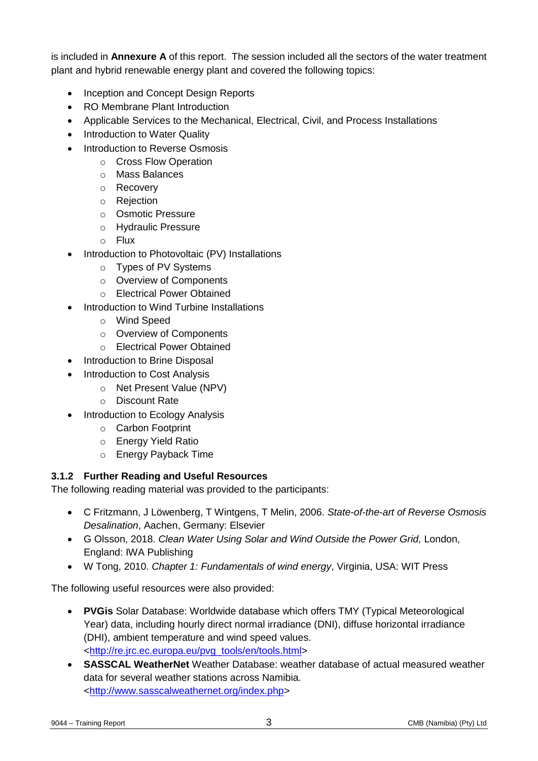is included in **Annexure A** of this report. The session included all the sectors of the water treatment plant and hybrid renewable energy plant and covered the following topics:

- Inception and Concept Design Reports
- RO Membrane Plant Introduction
- Applicable Services to the Mechanical, Electrical, Civil, and Process Installations
- Introduction to Water Quality
- Introduction to Reverse Osmosis
  - Cross Flow Operation
  - Mass Balances
  - Recovery
  - Rejection
  - Osmotic Pressure
  - Hydraulic Pressure
  - Flux
- Introduction to Photovoltaic (PV) Installations
  - Types of PV Systems
  - Overview of Components
  - Electrical Power Obtained
- Introduction to Wind Turbine Installations
  - Wind Speed
  - Overview of Components
  - Electrical Power Obtained
- Introduction to Brine Disposal
- Introduction to Cost Analysis
  - Net Present Value (NPV)
  - Discount Rate
- Introduction to Ecology Analysis
  - Carbon Footprint
  - Energy Yield Ratio
  - Energy Payback Time

### 3.1.2 Further Reading and Useful Resources

The following reading material was provided to the participants:

- C Fritzmann, J Löwenberg, T Wintgens, T Melin, 2006. *State-of-the-art of Reverse Osmosis Desalination*, Aachen, Germany: Elsevier
- G Olsson, 2018. *Clean Water Using Solar and Wind Outside the Power Grid,* London, England: IWA Publishing
- W Tong, 2010. *Chapter 1: Fundamentals of wind energy*, Virginia, USA: WIT Press

The following useful resources were also provided:

- **PVGis** Solar Database: Worldwide database which offers TMY (Typical Meteorological Year) data, including hourly direct normal irradiance (DNI), diffuse horizontal irradiance (DHI), ambient temperature and wind speed values. <http://re.jrc.ec.europa.eu/pvg_tools/en/tools.html>
- **SASSCAL WeatherNet** Weather Database: weather database of actual measured weather data for several weather stations across Namibia. <http://www.sasscalweathernet.org/index.php>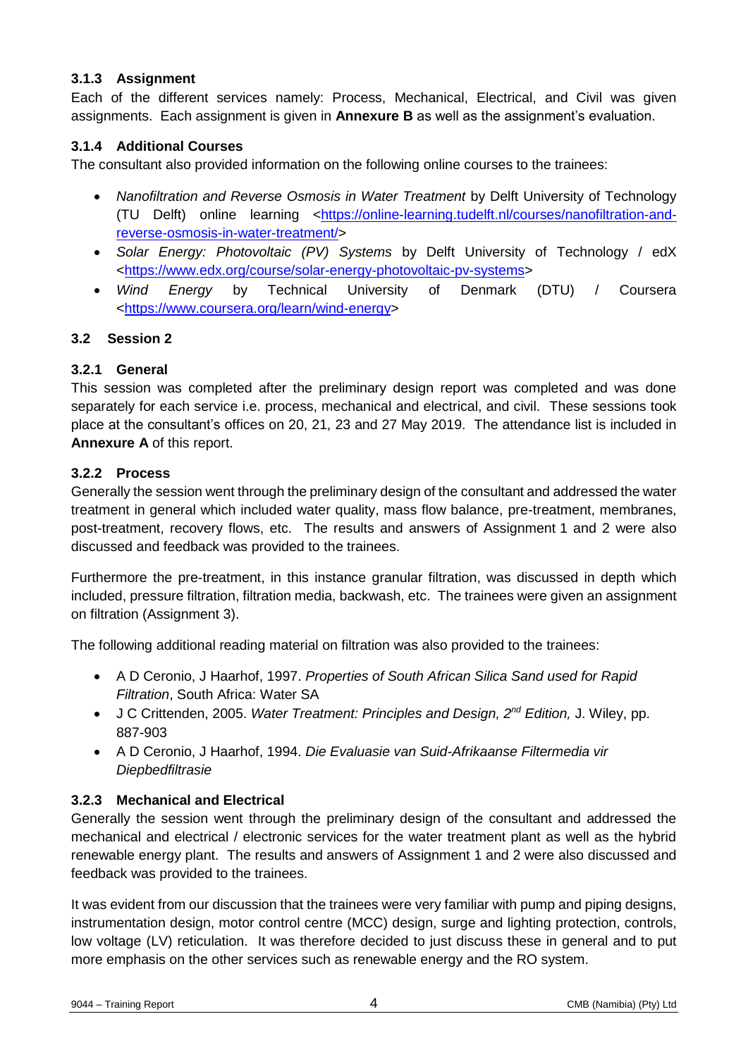### 3.1.3 Assignment

Each of the different services namely: Process, Mechanical, Electrical, and Civil was given assignments. Each assignment is given in **Annexure B** as well as the assignment's evaluation.

### 3.1.4 Additional Courses

The consultant also provided information on the following online courses to the trainees:

- *Nanofiltration and Reverse Osmosis in Water Treatment* by Delft University of Technology (TU Delft) online learning <https://online-learning.tudelft.nl/courses/nanofiltration-and-reverse-osmosis-in-water-treatment/>
- *Solar Energy: Photovoltaic (PV) Systems* by Delft University of Technology / edX <https://www.edx.org/course/solar-energy-photovoltaic-pv-systems>
- *Wind Energy* by Technical University of Denmark (DTU) / Coursera <https://www.coursera.org/learn/wind-energy>

## 3.2 Session 2

### 3.2.1 General

This session was completed after the preliminary design report was completed and was done separately for each service i.e. process, mechanical and electrical, and civil. These sessions took place at the consultant's offices on 20, 21, 23 and 27 May 2019. The attendance list is included in **Annexure A** of this report.

### 3.2.2 Process

Generally the session went through the preliminary design of the consultant and addressed the water treatment in general which included water quality, mass flow balance, pre-treatment, membranes, post-treatment, recovery flows, etc. The results and answers of Assignment 1 and 2 were also discussed and feedback was provided to the trainees.

Furthermore the pre-treatment, in this instance granular filtration, was discussed in depth which included, pressure filtration, filtration media, backwash, etc. The trainees were given an assignment on filtration (Assignment 3).

The following additional reading material on filtration was also provided to the trainees:

- A D Ceronio, J Haarhof, 1997. *Properties of South African Silica Sand used for Rapid Filtration*, South Africa: Water SA
- J C Crittenden, 2005. *Water Treatment: Principles and Design, 2nd Edition,* J. Wiley, pp. 887-903
- A D Ceronio, J Haarhof, 1994. *Die Evaluasie van Suid-Afrikaanse Filtermedia vir Diepbedfiltrasie*

### 3.2.3 Mechanical and Electrical

Generally the session went through the preliminary design of the consultant and addressed the mechanical and electrical / electronic services for the water treatment plant as well as the hybrid renewable energy plant. The results and answers of Assignment 1 and 2 were also discussed and feedback was provided to the trainees.

It was evident from our discussion that the trainees were very familiar with pump and piping designs, instrumentation design, motor control centre (MCC) design, surge and lighting protection, controls, low voltage (LV) reticulation. It was therefore decided to just discuss these in general and to put more emphasis on the other services such as renewable energy and the RO system.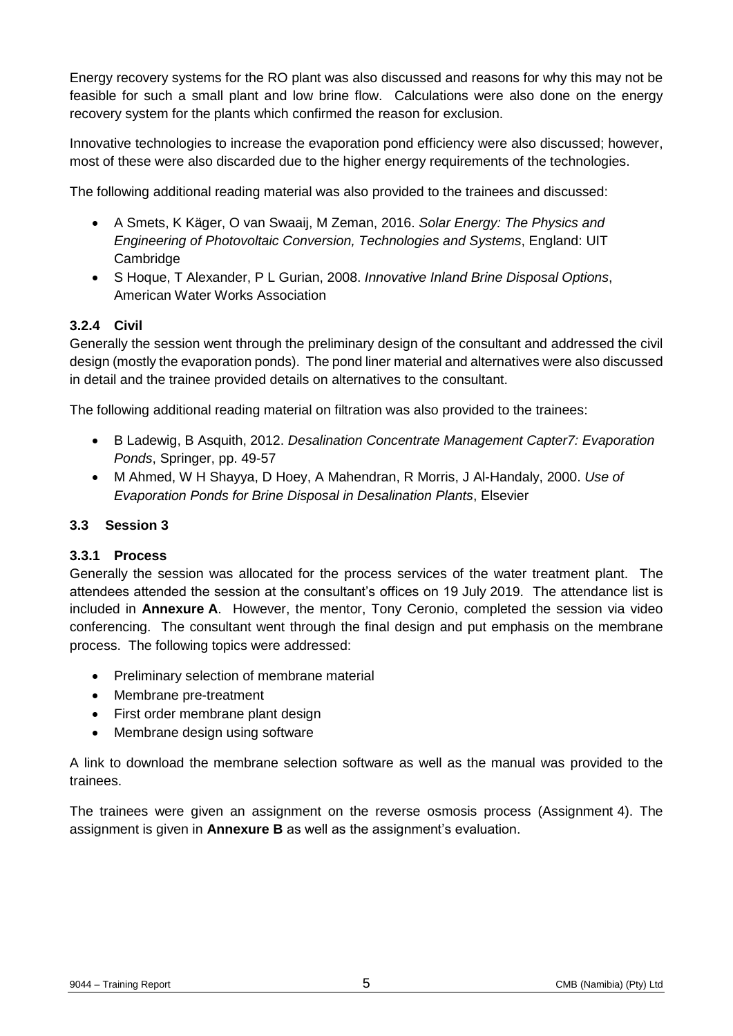Energy recovery systems for the RO plant was also discussed and reasons for why this may not be feasible for such a small plant and low brine flow. Calculations were also done on the energy recovery system for the plants which confirmed the reason for exclusion.

Innovative technologies to increase the evaporation pond efficiency were also discussed; however, most of these were also discarded due to the higher energy requirements of the technologies.

The following additional reading material was also provided to the trainees and discussed:

- A Smets, K Käger, O van Swaaij, M Zeman, 2016. *Solar Energy: The Physics and Engineering of Photovoltaic Conversion, Technologies and Systems*, England: UIT Cambridge
- S Hoque, T Alexander, P L Gurian, 2008. *Innovative Inland Brine Disposal Options*, American Water Works Association

### 3.2.4 Civil

Generally the session went through the preliminary design of the consultant and addressed the civil design (mostly the evaporation ponds). The pond liner material and alternatives were also discussed in detail and the trainee provided details on alternatives to the consultant.

The following additional reading material on filtration was also provided to the trainees:

- B Ladewig, B Asquith, 2012. *Desalination Concentrate Management Capter7: Evaporation Ponds*, Springer, pp. 49-57
- M Ahmed, W H Shayya, D Hoey, A Mahendran, R Morris, J Al-Handaly, 2000. *Use of Evaporation Ponds for Brine Disposal in Desalination Plants*, Elsevier

## 3.3 Session 3

### 3.3.1 Process

Generally the session was allocated for the process services of the water treatment plant. The attendees attended the session at the consultant's offices on 19 July 2019. The attendance list is included in **Annexure A**. However, the mentor, Tony Ceronio, completed the session via video conferencing. The consultant went through the final design and put emphasis on the membrane process. The following topics were addressed:

- Preliminary selection of membrane material
- Membrane pre-treatment
- First order membrane plant design
- Membrane design using software

A link to download the membrane selection software as well as the manual was provided to the trainees.

The trainees were given an assignment on the reverse osmosis process (Assignment 4). The assignment is given in **Annexure B** as well as the assignment's evaluation.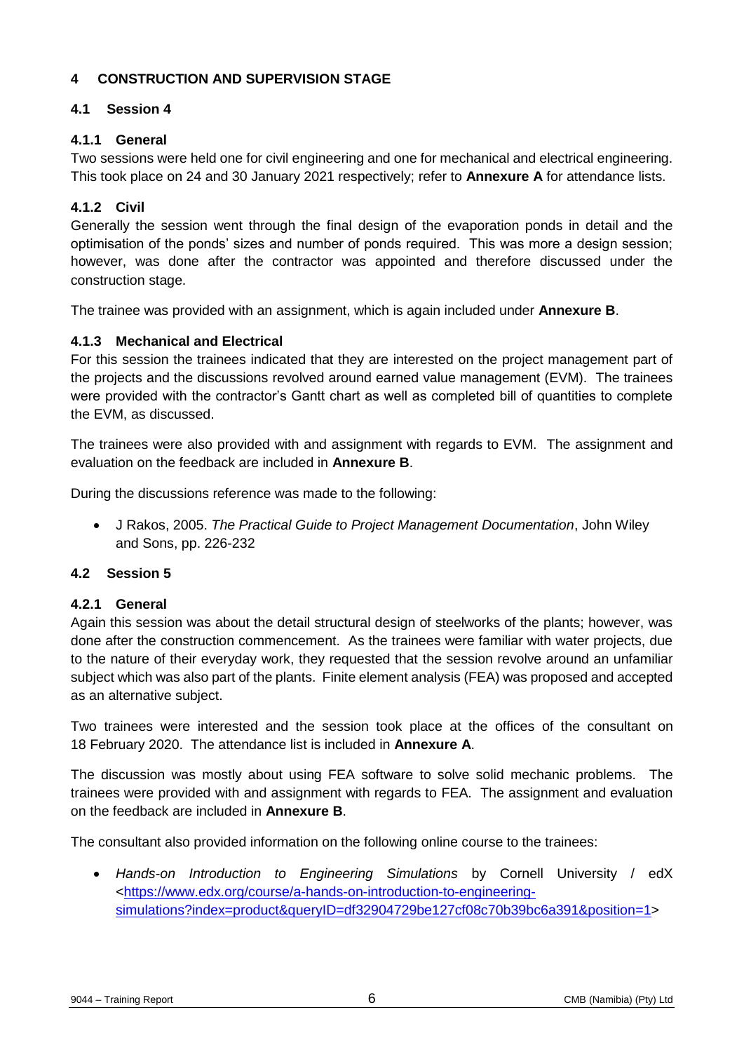# 4 CONSTRUCTION AND SUPERVISION STAGE

## 4.1 Session 4

### 4.1.1 General

Two sessions were held one for civil engineering and one for mechanical and electrical engineering. This took place on 24 and 30 January 2021 respectively; refer to **Annexure A** for attendance lists.

### 4.1.2 Civil

Generally the session went through the final design of the evaporation ponds in detail and the optimisation of the ponds' sizes and number of ponds required. This was more a design session; however, was done after the contractor was appointed and therefore discussed under the construction stage.

The trainee was provided with an assignment, which is again included under **Annexure B**.

### 4.1.3 Mechanical and Electrical

For this session the trainees indicated that they are interested on the project management part of the projects and the discussions revolved around earned value management (EVM). The trainees were provided with the contractor's Gantt chart as well as completed bill of quantities to complete the EVM, as discussed.

The trainees were also provided with and assignment with regards to EVM. The assignment and evaluation on the feedback are included in **Annexure B**.

During the discussions reference was made to the following:

- J Rakos, 2005. *The Practical Guide to Project Management Documentation*, John Wiley and Sons, pp. 226-232

## 4.2 Session 5

### 4.2.1 General

Again this session was about the detail structural design of steelworks of the plants; however, was done after the construction commencement. As the trainees were familiar with water projects, due to the nature of their everyday work, they requested that the session revolve around an unfamiliar subject which was also part of the plants. Finite element analysis (FEA) was proposed and accepted as an alternative subject.

Two trainees were interested and the session took place at the offices of the consultant on 18 February 2020. The attendance list is included in **Annexure A**.

The discussion was mostly about using FEA software to solve solid mechanic problems. The trainees were provided with and assignment with regards to FEA. The assignment and evaluation on the feedback are included in **Annexure B**.

The consultant also provided information on the following online course to the trainees:

- *Hands-on Introduction to Engineering Simulations* by Cornell University / edX <https://www.edx.org/course/a-hands-on-introduction-to-engineering-simulations?index=product&queryID=df32904729be127cf08c70b39bc6a391&position=1>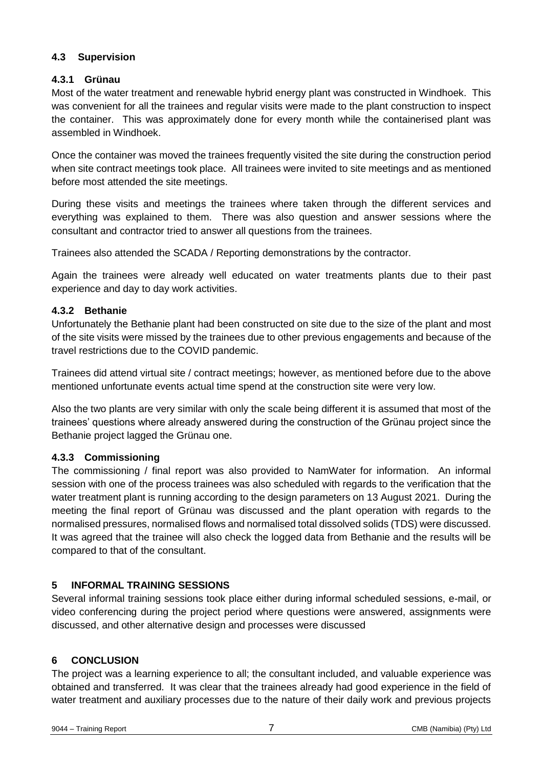### 4.3 Supervision

#### 4.3.1 Grünau

Most of the water treatment and renewable hybrid energy plant was constructed in Windhoek. This was convenient for all the trainees and regular visits were made to the plant construction to inspect the container. This was approximately done for every month while the containerised plant was assembled in Windhoek.

Once the container was moved the trainees frequently visited the site during the construction period when site contract meetings took place. All trainees were invited to site meetings and as mentioned before most attended the site meetings.

During these visits and meetings the trainees where taken through the different services and everything was explained to them. There was also question and answer sessions where the consultant and contractor tried to answer all questions from the trainees.

Trainees also attended the SCADA / Reporting demonstrations by the contractor.

Again the trainees were already well educated on water treatments plants due to their past experience and day to day work activities.

#### 4.3.2 Bethanie

Unfortunately the Bethanie plant had been constructed on site due to the size of the plant and most of the site visits were missed by the trainees due to other previous engagements and because of the travel restrictions due to the COVID pandemic.

Trainees did attend virtual site / contract meetings; however, as mentioned before due to the above mentioned unfortunate events actual time spend at the construction site were very low.

Also the two plants are very similar with only the scale being different it is assumed that most of the trainees' questions where already answered during the construction of the Grünau project since the Bethanie project lagged the Grünau one.

#### 4.3.3 Commissioning

The commissioning / final report was also provided to NamWater for information. An informal session with one of the process trainees was also scheduled with regards to the verification that the water treatment plant is running according to the design parameters on 13 August 2021. During the meeting the final report of Grünau was discussed and the plant operation with regards to the normalised pressures, normalised flows and normalised total dissolved solids (TDS) were discussed. It was agreed that the trainee will also check the logged data from Bethanie and the results will be compared to that of the consultant.

## 5 INFORMAL TRAINING SESSIONS

Several informal training sessions took place either during informal scheduled sessions, e-mail, or video conferencing during the project period where questions were answered, assignments were discussed, and other alternative design and processes were discussed

## 6 CONCLUSION

The project was a learning experience to all; the consultant included, and valuable experience was obtained and transferred. It was clear that the trainees already had good experience in the field of water treatment and auxiliary processes due to the nature of their daily work and previous projects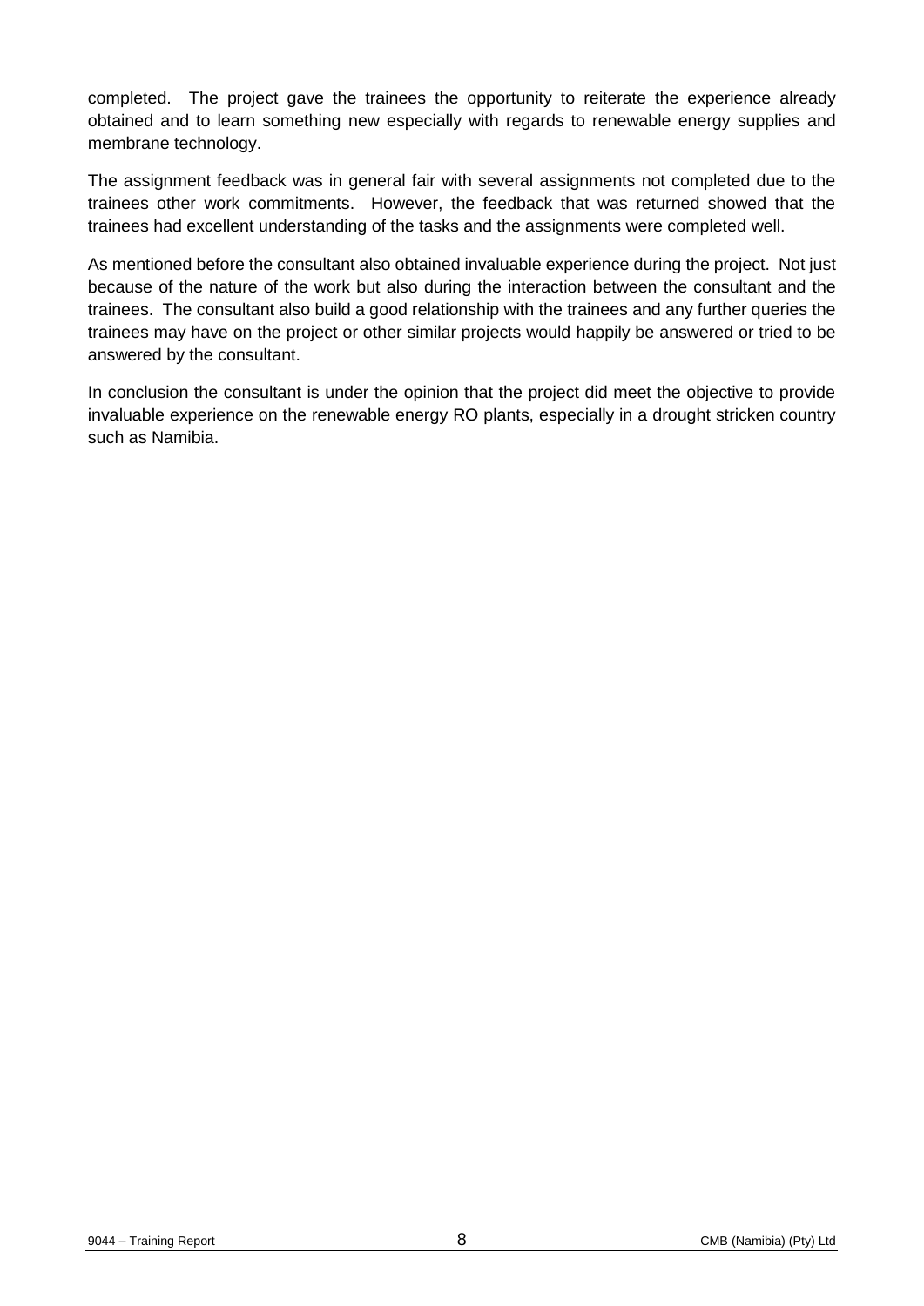completed. The project gave the trainees the opportunity to reiterate the experience already obtained and to learn something new especially with regards to renewable energy supplies and membrane technology.

The assignment feedback was in general fair with several assignments not completed due to the trainees other work commitments. However, the feedback that was returned showed that the trainees had excellent understanding of the tasks and the assignments were completed well.

As mentioned before the consultant also obtained invaluable experience during the project. Not just because of the nature of the work but also during the interaction between the consultant and the trainees. The consultant also build a good relationship with the trainees and any further queries the trainees may have on the project or other similar projects would happily be answered or tried to be answered by the consultant.

In conclusion the consultant is under the opinion that the project did meet the objective to provide invaluable experience on the renewable energy RO plants, especially in a drought stricken country such as Namibia.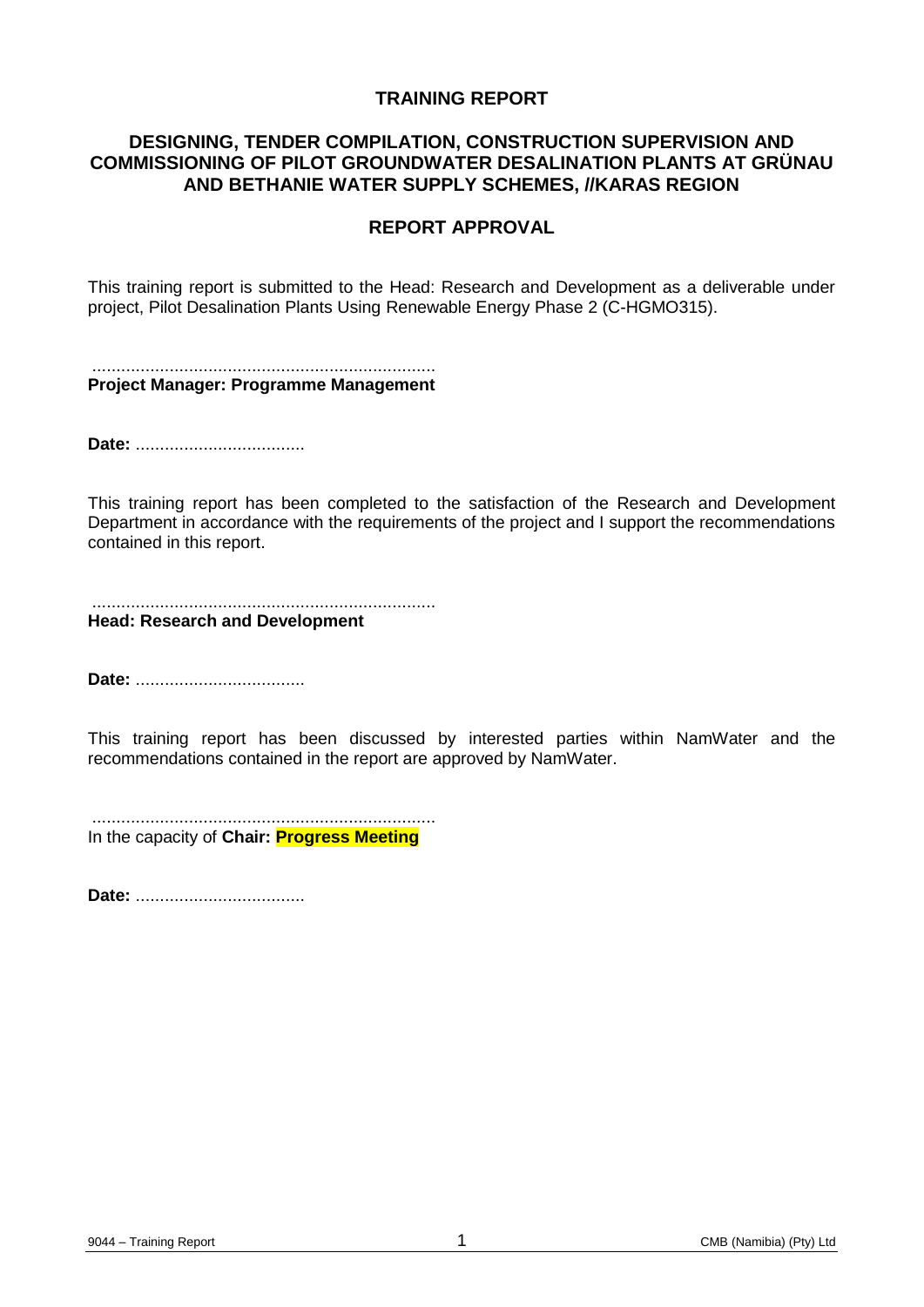**TRAINING REPORT**

**DESIGNING, TENDER COMPILATION, CONSTRUCTION SUPERVISION AND COMMISSIONING OF PILOT GROUNDWATER DESALINATION PLANTS AT GRÜNAU AND BETHANIE WATER SUPPLY SCHEMES, //KARAS REGION**

**REPORT APPROVAL**

This training report is submitted to the Head: Research and Development as a deliverable under project, Pilot Desalination Plants Using Renewable Energy Phase 2 (C-HGMO315).

.......................................................................
**Project Manager: Programme Management**

**Date:** ...................................

This training report has been completed to the satisfaction of the Research and Development Department in accordance with the requirements of the project and I support the recommendations contained in this report.

.......................................................................
**Head: Research and Development**

**Date:** ...................................

This training report has been discussed by interested parties within NamWater and the recommendations contained in the report are approved by NamWater.

.......................................................................
In the capacity of **Chair: Progress Meeting**

**Date:** ...................................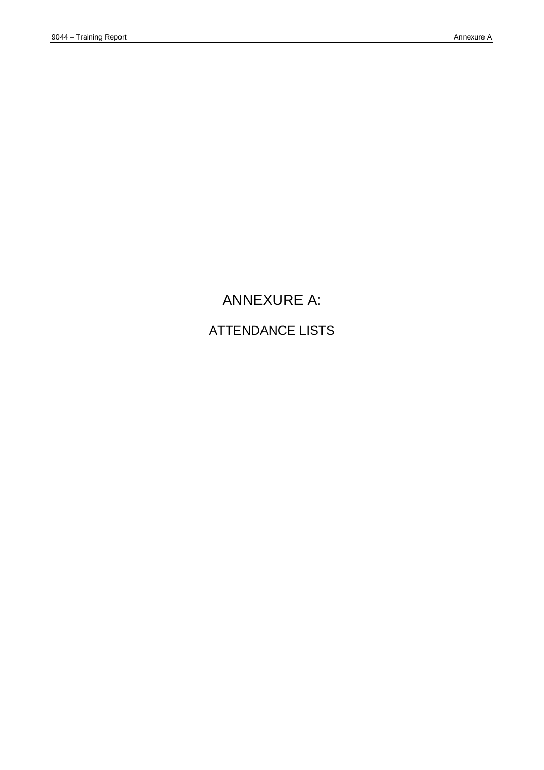# ANNEXURE A:

## ATTENDANCE LISTS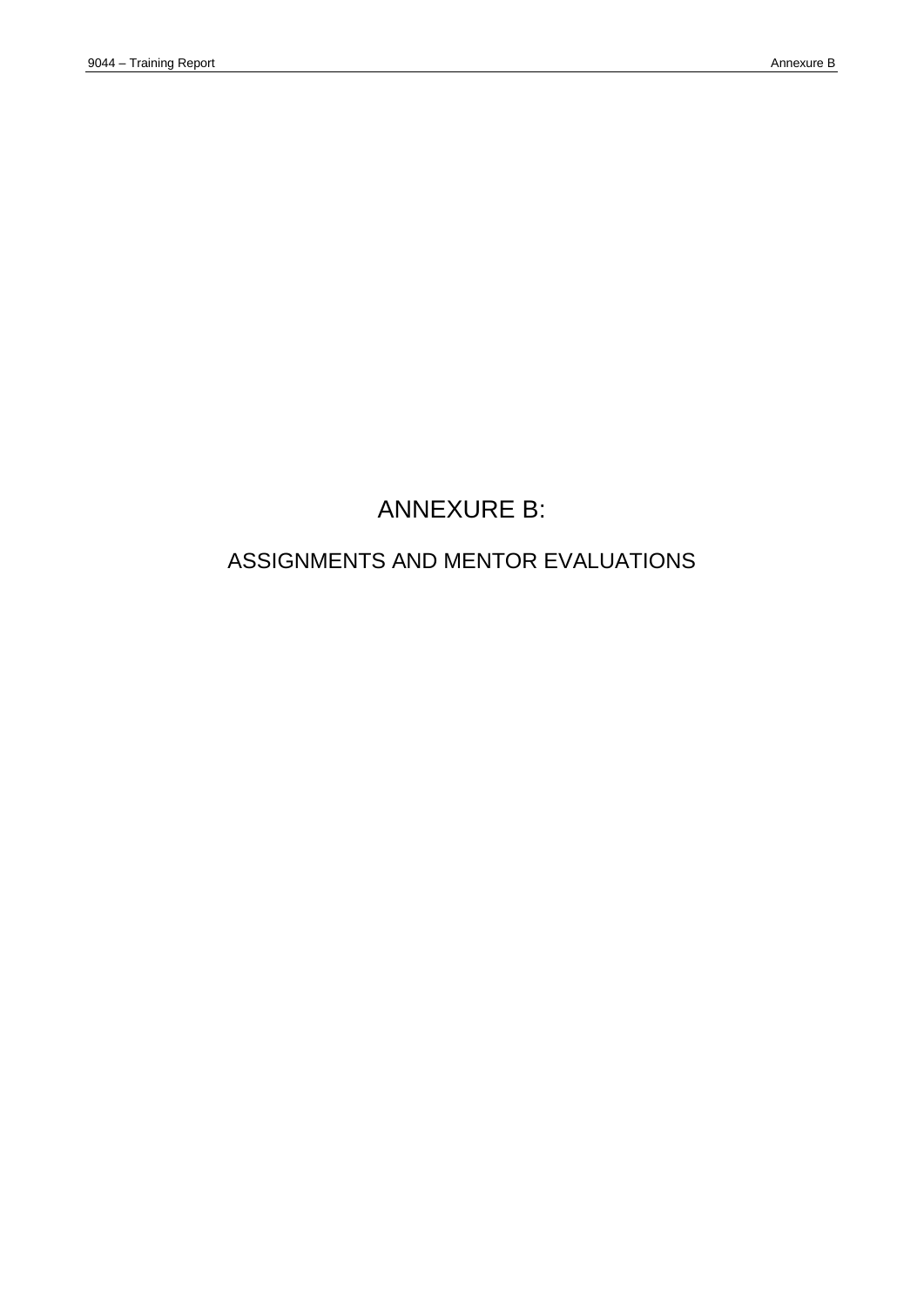# ANNEXURE B:

## ASSIGNMENTS AND MENTOR EVALUATIONS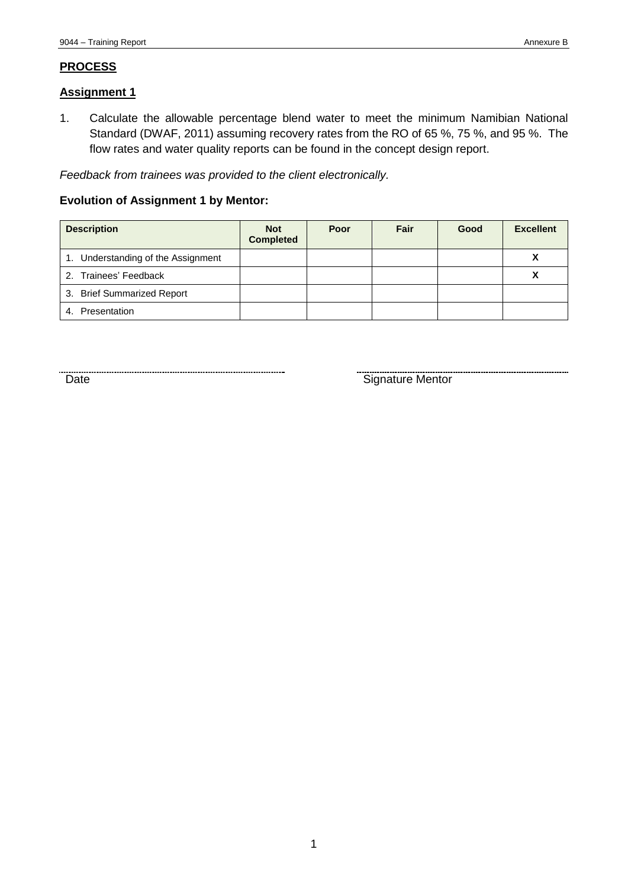## PROCESS

### Assignment 1

1. Calculate the allowable percentage blend water to meet the minimum Namibian National Standard (DWAF, 2011) assuming recovery rates from the RO of 65 %, 75 %, and 95 %. The flow rates and water quality reports can be found in the concept design report.

*Feedback from trainees was provided to the client electronically.*

**Evolution of Assignment 1 by Mentor:**

| Description | Not Completed | Poor | Fair | Good | Excellent |
|---|---|---|---|---|---|
| 1. Understanding of the Assignment | | | | | X |
| 2. Trainees' Feedback | | | | | X |
| 3. Brief Summarized Report | | | | | |
| 4. Presentation | | | | | |

Date ........................................ Signature Mentor ........................................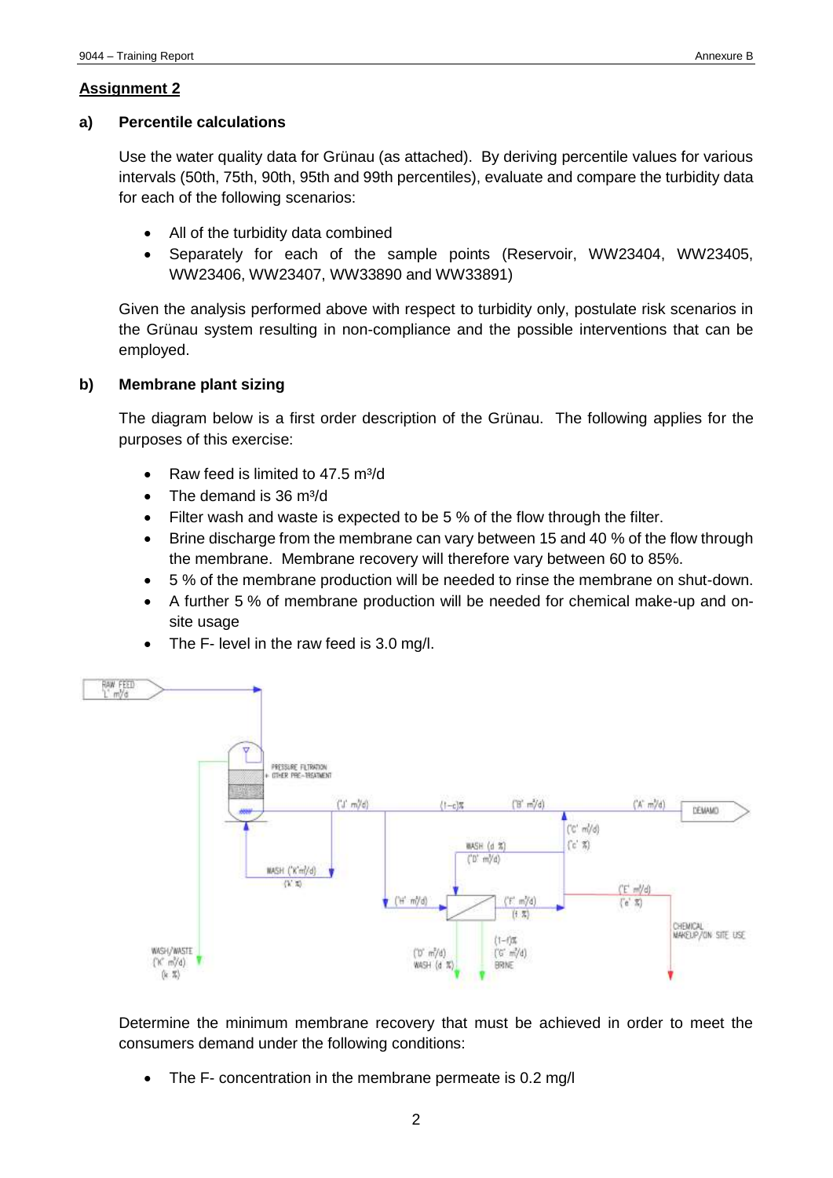## Assignment 2

### a) Percentile calculations

Use the water quality data for Grünau (as attached). By deriving percentile values for various intervals (50th, 75th, 90th, 95th and 99th percentiles), evaluate and compare the turbidity data for each of the following scenarios:

- All of the turbidity data combined
- Separately for each of the sample points (Reservoir, WW23404, WW23405, WW23406, WW23407, WW33890 and WW33891)

Given the analysis performed above with respect to turbidity only, postulate risk scenarios in the Grünau system resulting in non-compliance and the possible interventions that can be employed.

### b) Membrane plant sizing

The diagram below is a first order description of the Grünau. The following applies for the purposes of this exercise:

- Raw feed is limited to 47.5 m³/d
- The demand is 36 m³/d
- Filter wash and waste is expected to be 5 % of the flow through the filter.
- Brine discharge from the membrane can vary between 15 and 40 % of the flow through the membrane. Membrane recovery will therefore vary between 60 to 85%.
- 5 % of the membrane production will be needed to rinse the membrane on shut-down.
- A further 5 % of membrane production will be needed for chemical make-up and on-site usage
- The F- level in the raw feed is 3.0 mg/l.

Determine the minimum membrane recovery that must be achieved in order to meet the consumers demand under the following conditions:

- The F- concentration in the membrane permeate is 0.2 mg/l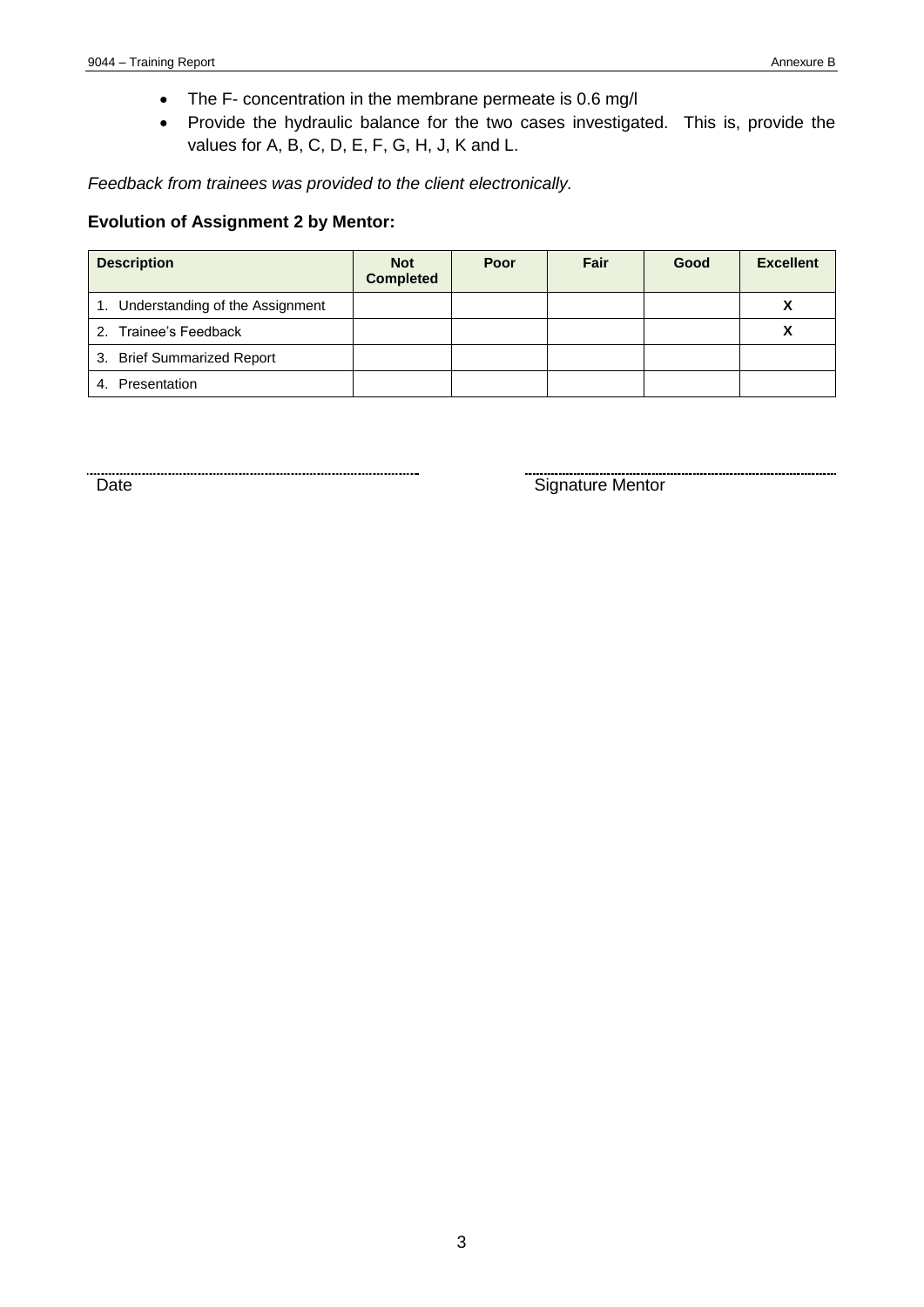- The F- concentration in the membrane permeate is 0.6 mg/l
- Provide the hydraulic balance for the two cases investigated. This is, provide the values for A, B, C, D, E, F, G, H, J, K and L.

*Feedback from trainees was provided to the client electronically.*

**Evolution of Assignment 2 by Mentor:**

| Description | Not Completed | Poor | Fair | Good | Excellent |
|---|---|---|---|---|---|
| 1. Understanding of the Assignment | | | | | X |
| 2. Trainee's Feedback | | | | | X |
| 3. Brief Summarized Report | | | | | |
| 4. Presentation | | | | | |

Date

Signature Mentor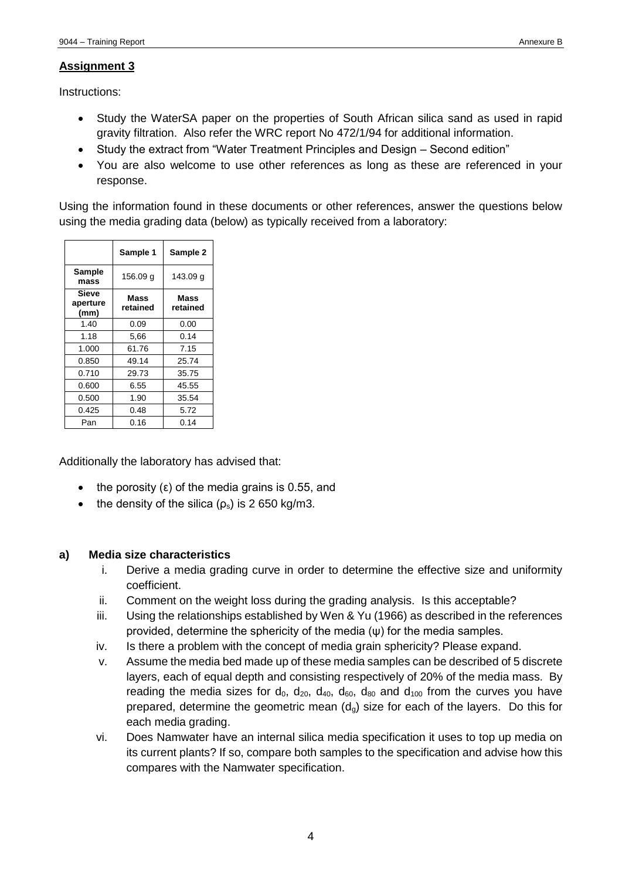## Assignment 3

Instructions:

- Study the WaterSA paper on the properties of South African silica sand as used in rapid gravity filtration. Also refer the WRC report No 472/1/94 for additional information.
- Study the extract from "Water Treatment Principles and Design – Second edition"
- You are also welcome to use other references as long as these are referenced in your response.

Using the information found in these documents or other references, answer the questions below using the media grading data (below) as typically received from a laboratory:

| | Sample 1 | Sample 2 |
|---|---|---|
| **Sample mass** | 156.09 g | 143.09 g |
| **Sieve aperture (mm)** | **Mass retained** | **Mass retained** |
| 1.40 | 0.09 | 0.00 |
| 1.18 | 5,66 | 0.14 |
| 1.000 | 61.76 | 7.15 |
| 0.850 | 49.14 | 25.74 |
| 0.710 | 29.73 | 35.75 |
| 0.600 | 6.55 | 45.55 |
| 0.500 | 1.90 | 35.54 |
| 0.425 | 0.48 | 5.72 |
| Pan | 0.16 | 0.14 |

Additionally the laboratory has advised that:

- the porosity ($\varepsilon$) of the media grains is 0.55, and
- the density of the silica ($\rho_s$) is 2 650 kg/m3.

### a) Media size characteristics

i. Derive a media grading curve in order to determine the effective size and uniformity coefficient.

ii. Comment on the weight loss during the grading analysis. Is this acceptable?

iii. Using the relationships established by Wen & Yu (1966) as described in the references provided, determine the sphericity of the media ($\psi$) for the media samples.

iv. Is there a problem with the concept of media grain sphericity? Please expand.

v. Assume the media bed made up of these media samples can be described of 5 discrete layers, each of equal depth and consisting respectively of 20% of the media mass. By reading the media sizes for $d_0$, $d_{20}$, $d_{40}$, $d_{60}$, $d_{80}$ and $d_{100}$ from the curves you have prepared, determine the geometric mean ($d_g$) size for each of the layers. Do this for each media grading.

vi. Does Namwater have an internal silica media specification it uses to top up media on its current plants? If so, compare both samples to the specification and advise how this compares with the Namwater specification.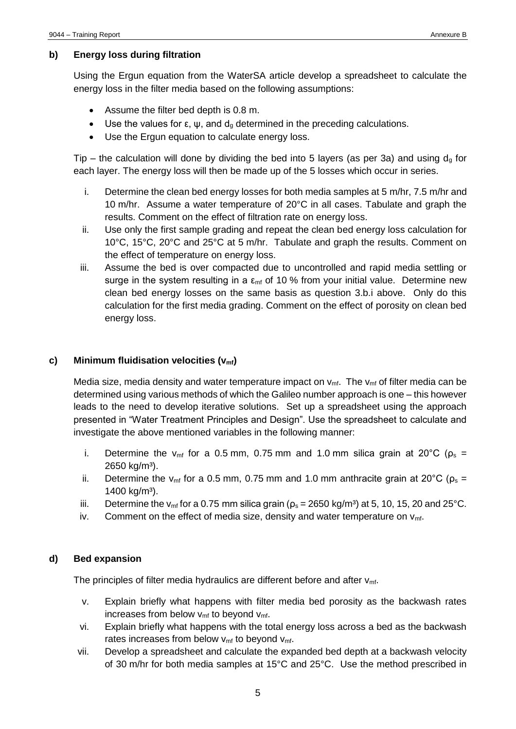**b) Energy loss during filtration**

Using the Ergun equation from the WaterSA article develop a spreadsheet to calculate the energy loss in the filter media based on the following assumptions:

- Assume the filter bed depth is 0.8 m.
- Use the values for ε, ψ, and $d_g$ determined in the preceding calculations.
- Use the Ergun equation to calculate energy loss.

Tip – the calculation will done by dividing the bed into 5 layers (as per 3a) and using $d_g$ for each layer. The energy loss will then be made up of the 5 losses which occur in series.

i. Determine the clean bed energy losses for both media samples at 5 m/hr, 7.5 m/hr and 10 m/hr. Assume a water temperature of 20°C in all cases. Tabulate and graph the results. Comment on the effect of filtration rate on energy loss.

ii. Use only the first sample grading and repeat the clean bed energy loss calculation for 10°C, 15°C, 20°C and 25°C at 5 m/hr. Tabulate and graph the results. Comment on the effect of temperature on energy loss.

iii. Assume the bed is over compacted due to uncontrolled and rapid media settling or surge in the system resulting in a $\varepsilon_{mf}$ of 10 % from your initial value. Determine new clean bed energy losses on the same basis as question 3.b.i above. Only do this calculation for the first media grading. Comment on the effect of porosity on clean bed energy loss.

**c) Minimum fluidisation velocities ($v_{mf}$)**

Media size, media density and water temperature impact on $v_{mf}$. The $v_{mf}$ of filter media can be determined using various methods of which the Galileo number approach is one – this however leads to the need to develop iterative solutions. Set up a spreadsheet using the approach presented in "Water Treatment Principles and Design". Use the spreadsheet to calculate and investigate the above mentioned variables in the following manner:

i. Determine the $v_{mf}$ for a 0.5 mm, 0.75 mm and 1.0 mm silica grain at 20°C ($\rho_s$ = 2650 kg/m³).

ii. Determine the $v_{mf}$ for a 0.5 mm, 0.75 mm and 1.0 mm anthracite grain at 20°C ($\rho_s$ = 1400 kg/m³).

iii. Determine the $v_{mf}$ for a 0.75 mm silica grain ($\rho_s$ = 2650 kg/m³) at 5, 10, 15, 20 and 25°C.

iv. Comment on the effect of media size, density and water temperature on $v_{mf}$.

**d) Bed expansion**

The principles of filter media hydraulics are different before and after $v_{mf}$.

v. Explain briefly what happens with filter media bed porosity as the backwash rates increases from below $v_{mf}$ to beyond $v_{mf}$.

vi. Explain briefly what happens with the total energy loss across a bed as the backwash rates increases from below $v_{mf}$ to beyond $v_{mf}$.

vii. Develop a spreadsheet and calculate the expanded bed depth at a backwash velocity of 30 m/hr for both media samples at 15°C and 25°C. Use the method prescribed in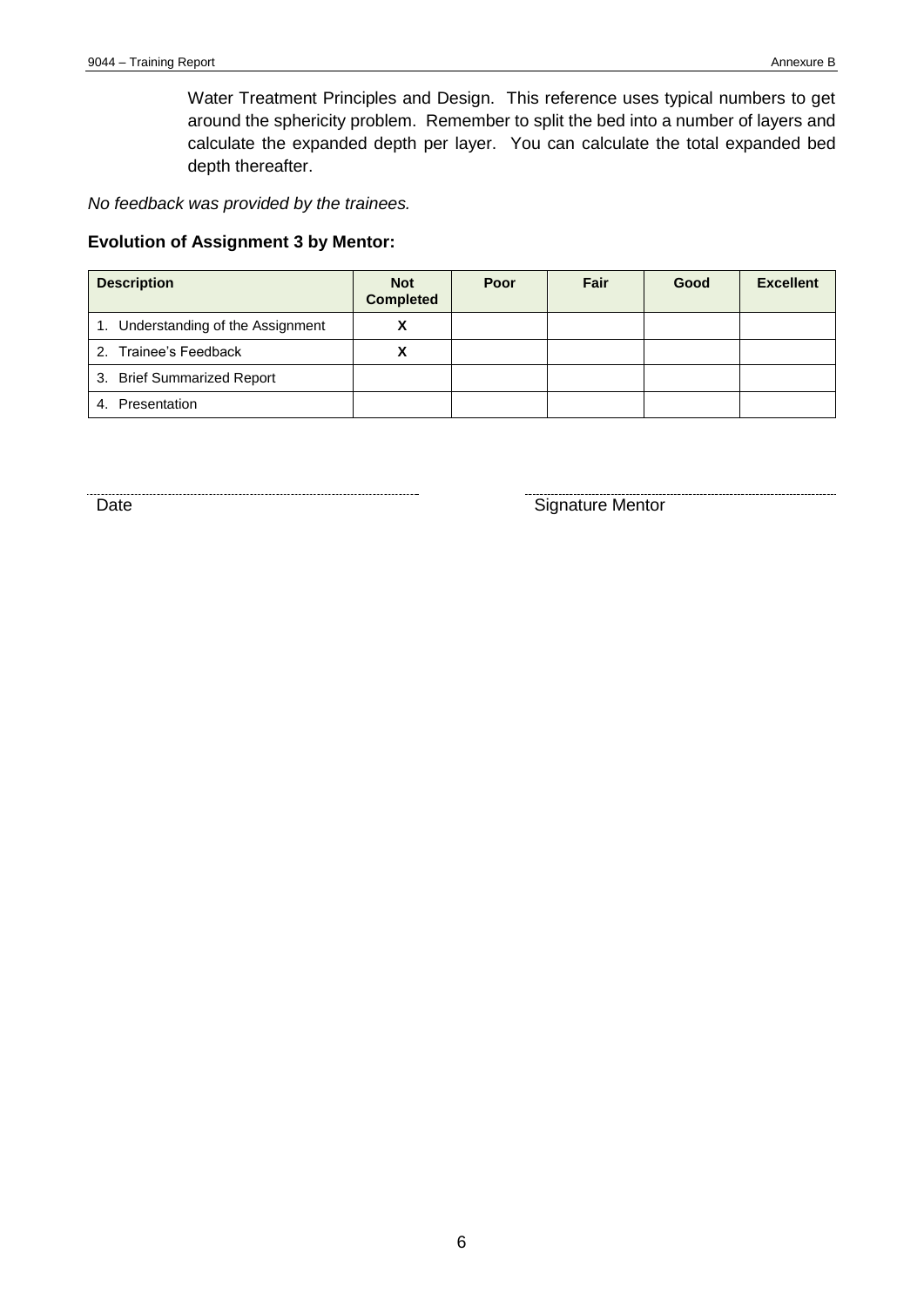Water Treatment Principles and Design. This reference uses typical numbers to get around the sphericity problem. Remember to split the bed into a number of layers and calculate the expanded depth per layer. You can calculate the total expanded bed depth thereafter.

*No feedback was provided by the trainees.*

**Evolution of Assignment 3 by Mentor:**

| Description | Not Completed | Poor | Fair | Good | Excellent |
|---|---|---|---|---|---|
| 1. Understanding of the Assignment | X | | | | |
| 2. Trainee's Feedback | X | | | | |
| 3. Brief Summarized Report | | | | | |
| 4. Presentation | | | | | |

Date

Signature Mentor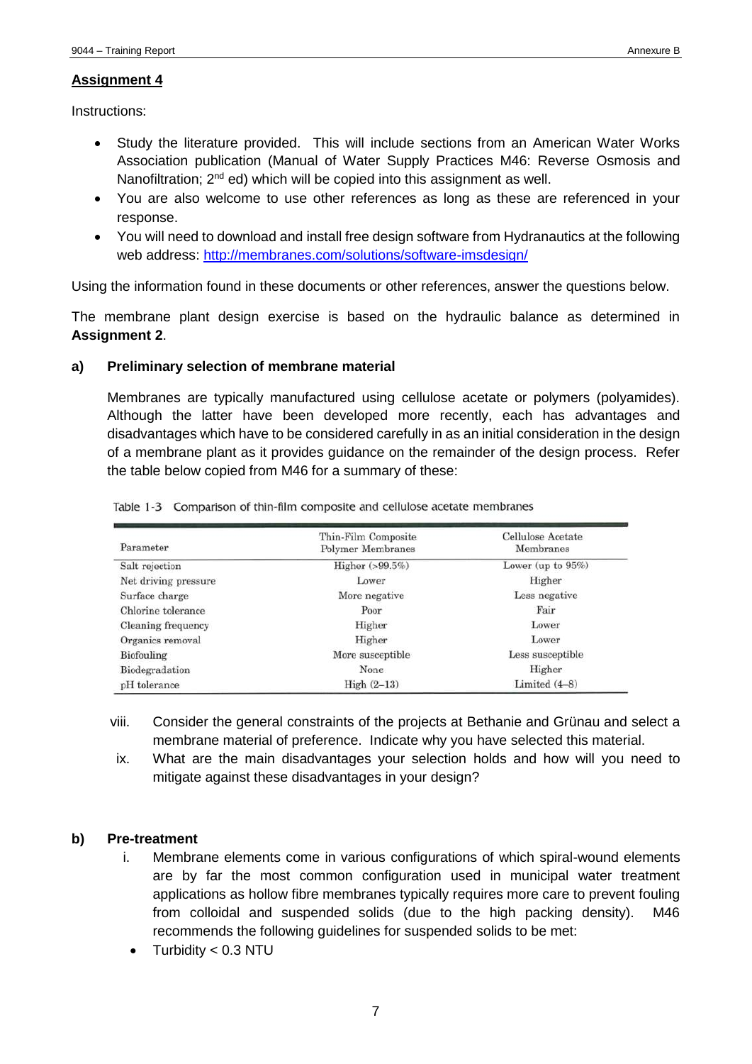## Assignment 4

Instructions:

- Study the literature provided. This will include sections from an American Water Works Association publication (Manual of Water Supply Practices M46: Reverse Osmosis and Nanofiltration; 2nd ed) which will be copied into this assignment as well.
- You are also welcome to use other references as long as these are referenced in your response.
- You will need to download and install free design software from Hydranautics at the following web address: http://membranes.com/solutions/software-imsdesign/

Using the information found in these documents or other references, answer the questions below.

The membrane plant design exercise is based on the hydraulic balance as determined in **Assignment 2**.

**a) Preliminary selection of membrane material**

Membranes are typically manufactured using cellulose acetate or polymers (polyamides). Although the latter have been developed more recently, each has advantages and disadvantages which have to be considered carefully in as an initial consideration in the design of a membrane plant as it provides guidance on the remainder of the design process. Refer the table below copied from M46 for a summary of these:

Table 1-3 Comparison of thin-film composite and cellulose acetate membranes

| Parameter | Thin-Film Composite Polymer Membranes | Cellulose Acetate Membranes |
|---|---|---|
| Salt rejection | Higher (>99.5%) | Lower (up to 95%) |
| Net driving pressure | Lower | Higher |
| Surface charge | More negative | Less negative |
| Chlorine tolerance | Poor | Fair |
| Cleaning frequency | Higher | Lower |
| Organics removal | Higher | Lower |
| Biofouling | More susceptible | Less susceptible |
| Biodegradation | None | Higher |
| pH tolerance | High (2–13) | Limited (4–8) |

viii. Consider the general constraints of the projects at Bethanie and Grünau and select a membrane material of preference. Indicate why you have selected this material.

ix. What are the main disadvantages your selection holds and how will you need to mitigate against these disadvantages in your design?

**b) Pre-treatment**

i. Membrane elements come in various configurations of which spiral-wound elements are by far the most common configuration used in municipal water treatment applications as hollow fibre membranes typically requires more care to prevent fouling from colloidal and suspended solids (due to the high packing density). M46 recommends the following guidelines for suspended solids to be met:

- Turbidity < 0.3 NTU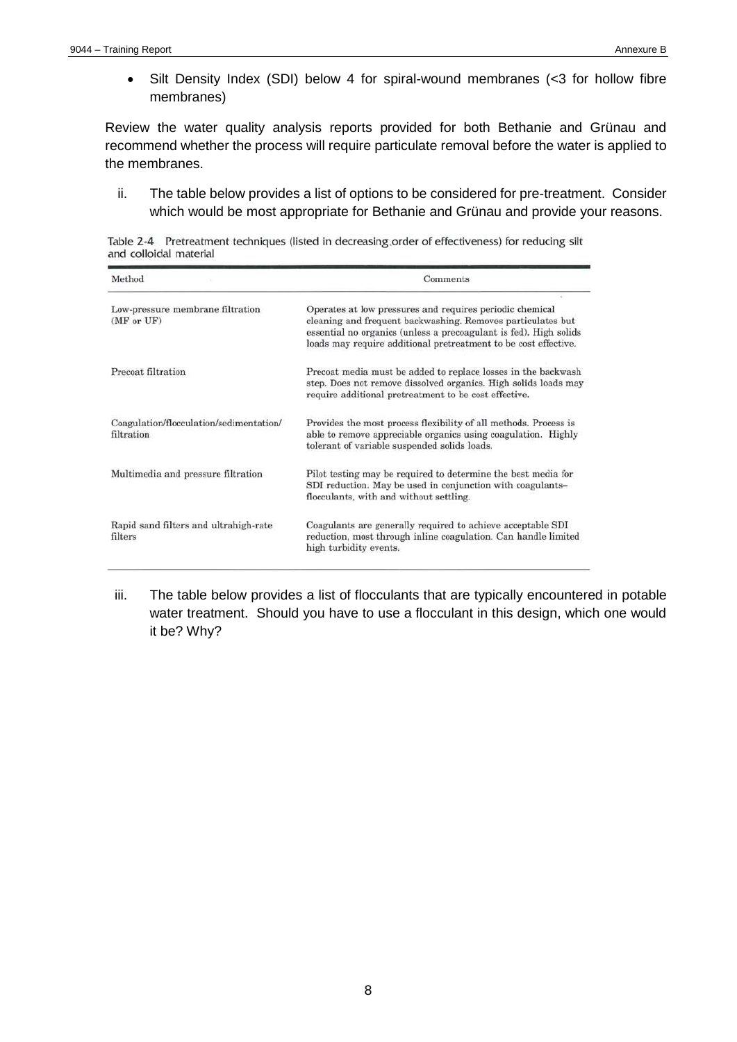- Silt Density Index (SDI) below 4 for spiral-wound membranes (<3 for hollow fibre membranes)

Review the water quality analysis reports provided for both Bethanie and Grünau and recommend whether the process will require particulate removal before the water is applied to the membranes.

ii. The table below provides a list of options to be considered for pre-treatment. Consider which would be most appropriate for Bethanie and Grünau and provide your reasons.

Table 2-4 Pretreatment techniques (listed in decreasing order of effectiveness) for reducing silt and colloidal material

| Method | Comments |
|---|---|
| Low-pressure membrane filtration (MF or UF) | Operates at low pressures and requires periodic chemical cleaning and frequent backwashing. Removes particulates but essential no organics (unless a precoagulant is fed). High solids loads may require additional pretreatment to be cost effective. |
| Precoat filtration | Precoat media must be added to replace losses in the backwash step. Does not remove dissolved organics. High solids loads may require additional pretreatment to be cost effective. |
| Coagulation/flocculation/sedimentation/filtration | Provides the most process flexibility of all methods. Process is able to remove appreciable organics using coagulation. Highly tolerant of variable suspended solids loads. |
| Multimedia and pressure filtration | Pilot testing may be required to determine the best media for SDI reduction. May be used in conjunction with coagulants–flocculants, with and without settling. |
| Rapid sand filters and ultrahigh-rate filters | Coagulants are generally required to achieve acceptable SDI reduction, most through inline coagulation. Can handle limited high turbidity events. |

iii. The table below provides a list of flocculants that are typically encountered in potable water treatment. Should you have to use a flocculant in this design, which one would it be? Why?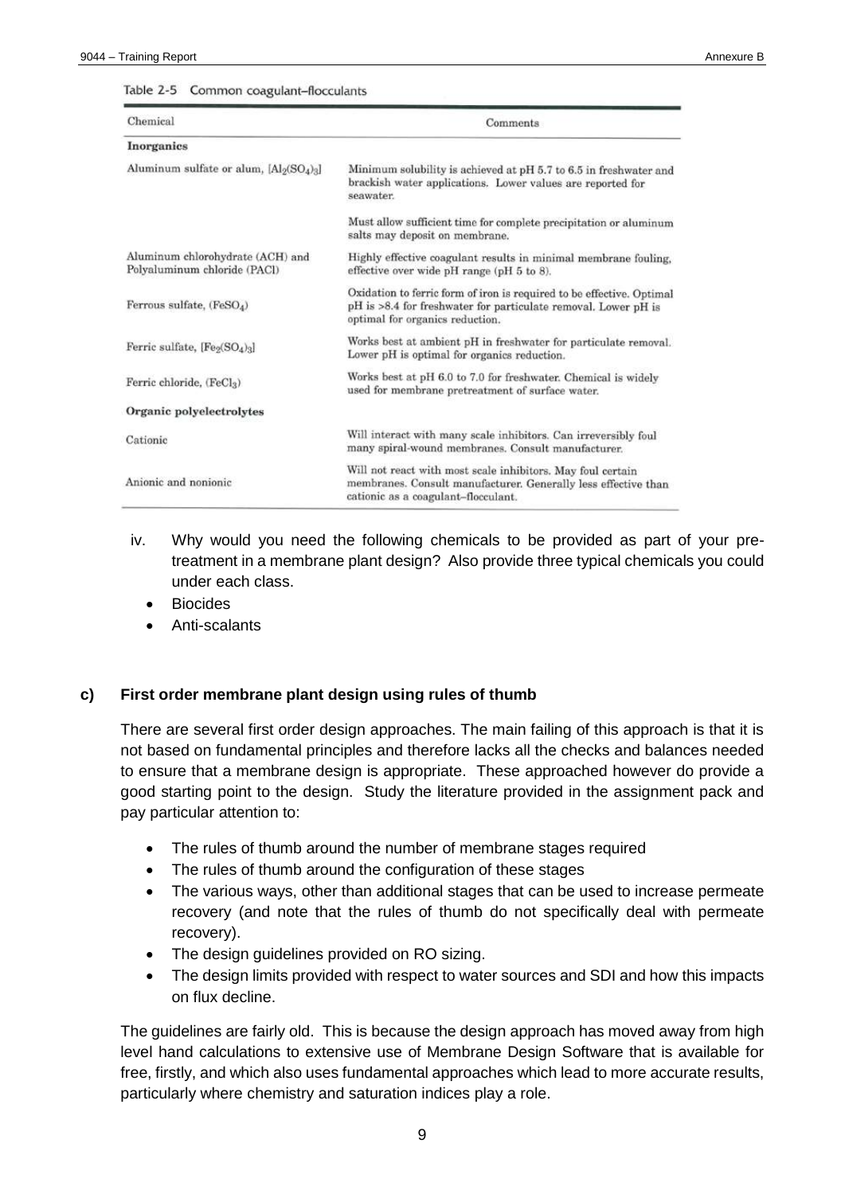Table 2-5 Common coagulant–flocculants

| Chemical | Comments |
| --- | --- |
| **Inorganics** | |
| Aluminum sulfate or alum, $[Al_2(SO_4)_3]$ | Minimum solubility is achieved at pH 5.7 to 6.5 in freshwater and brackish water applications. Lower values are reported for seawater. |
| | Must allow sufficient time for complete precipitation or aluminum salts may deposit on membrane. |
| Aluminum chlorohydrate (ACH) and Polyaluminum chloride (PACl) | Highly effective coagulant results in minimal membrane fouling, effective over wide pH range (pH 5 to 8). |
| Ferrous sulfate, $(FeSO_4)$ | Oxidation to ferric form of iron is required to be effective. Optimal pH is >8.4 for freshwater for particulate removal. Lower pH is optimal for organics reduction. |
| Ferric sulfate, $[Fe_2(SO_4)_3]$ | Works best at ambient pH in freshwater for particulate removal. Lower pH is optimal for organics reduction. |
| Ferric chloride, $(FeCl_3)$ | Works best at pH 6.0 to 7.0 for freshwater. Chemical is widely used for membrane pretreatment of surface water. |
| **Organic polyelectrolytes** | |
| Cationic | Will interact with many scale inhibitors. Can irreversibly foul many spiral-wound membranes. Consult manufacturer. |
| Anionic and nonionic | Will not react with most scale inhibitors. May foul certain membranes. Consult manufacturer. Generally less effective than cationic as a coagulant–flocculant. |

iv. Why would you need the following chemicals to be provided as part of your pre-treatment in a membrane plant design? Also provide three typical chemicals you could under each class.

- Biocides
- Anti-scalants

## c) First order membrane plant design using rules of thumb

There are several first order design approaches. The main failing of this approach is that it is not based on fundamental principles and therefore lacks all the checks and balances needed to ensure that a membrane design is appropriate. These approached however do provide a good starting point to the design. Study the literature provided in the assignment pack and pay particular attention to:

- The rules of thumb around the number of membrane stages required
- The rules of thumb around the configuration of these stages
- The various ways, other than additional stages that can be used to increase permeate recovery (and note that the rules of thumb do not specifically deal with permeate recovery).
- The design guidelines provided on RO sizing.
- The design limits provided with respect to water sources and SDI and how this impacts on flux decline.

The guidelines are fairly old. This is because the design approach has moved away from high level hand calculations to extensive use of Membrane Design Software that is available for free, firstly, and which also uses fundamental approaches which lead to more accurate results, particularly where chemistry and saturation indices play a role.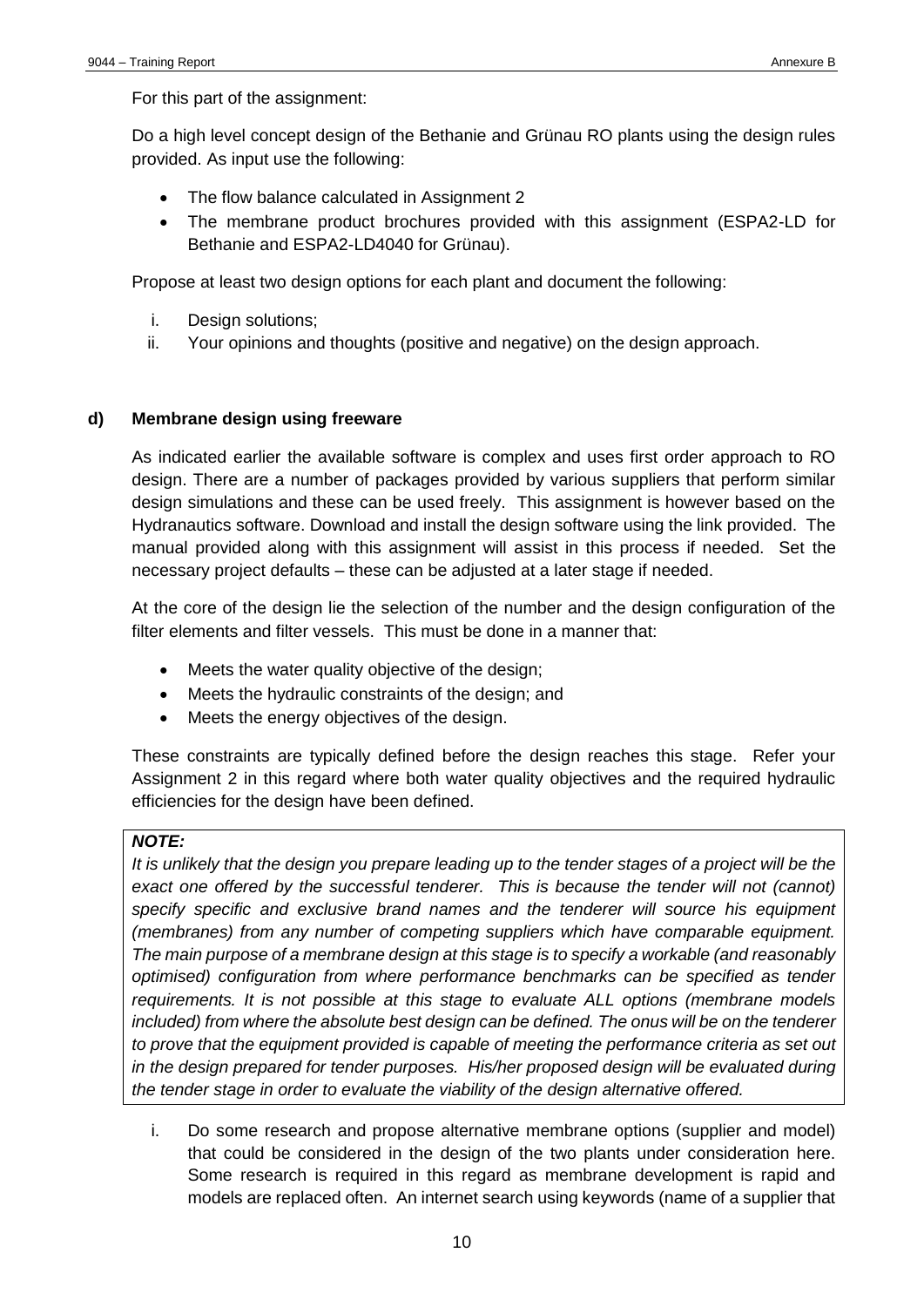For this part of the assignment:

Do a high level concept design of the Bethanie and Grünau RO plants using the design rules provided. As input use the following:

- The flow balance calculated in Assignment 2
- The membrane product brochures provided with this assignment (ESPA2-LD for Bethanie and ESPA2-LD4040 for Grünau).

Propose at least two design options for each plant and document the following:

i. Design solutions;
ii. Your opinions and thoughts (positive and negative) on the design approach.

**d) Membrane design using freeware**

As indicated earlier the available software is complex and uses first order approach to RO design. There are a number of packages provided by various suppliers that perform similar design simulations and these can be used freely. This assignment is however based on the Hydranautics software. Download and install the design software using the link provided. The manual provided along with this assignment will assist in this process if needed. Set the necessary project defaults – these can be adjusted at a later stage if needed.

At the core of the design lie the selection of the number and the design configuration of the filter elements and filter vessels. This must be done in a manner that:

- Meets the water quality objective of the design;
- Meets the hydraulic constraints of the design; and
- Meets the energy objectives of the design.

These constraints are typically defined before the design reaches this stage. Refer your Assignment 2 in this regard where both water quality objectives and the required hydraulic efficiencies for the design have been defined.

***NOTE:***

*It is unlikely that the design you prepare leading up to the tender stages of a project will be the exact one offered by the successful tenderer. This is because the tender will not (cannot) specify specific and exclusive brand names and the tenderer will source his equipment (membranes) from any number of competing suppliers which have comparable equipment. The main purpose of a membrane design at this stage is to specify a workable (and reasonably optimised) configuration from where performance benchmarks can be specified as tender requirements. It is not possible at this stage to evaluate ALL options (membrane models included) from where the absolute best design can be defined. The onus will be on the tenderer to prove that the equipment provided is capable of meeting the performance criteria as set out in the design prepared for tender purposes. His/her proposed design will be evaluated during the tender stage in order to evaluate the viability of the design alternative offered.*

i. Do some research and propose alternative membrane options (supplier and model) that could be considered in the design of the two plants under consideration here. Some research is required in this regard as membrane development is rapid and models are replaced often. An internet search using keywords (name of a supplier that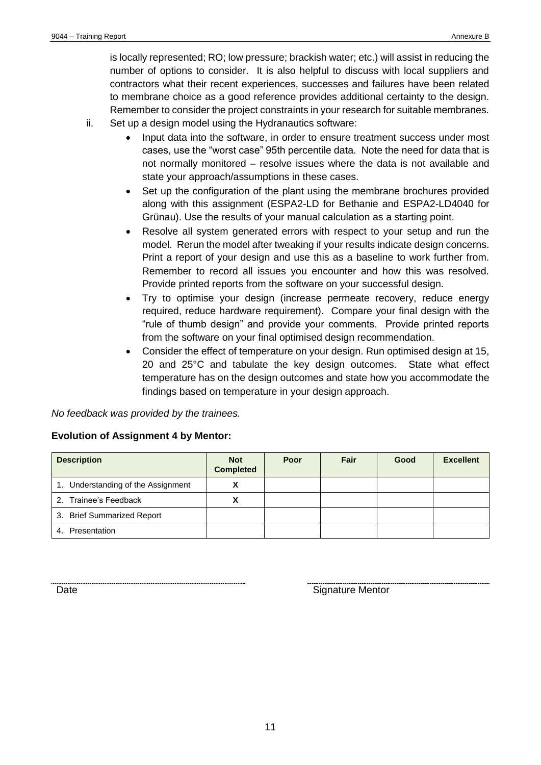is locally represented; RO; low pressure; brackish water; etc.) will assist in reducing the number of options to consider. It is also helpful to discuss with local suppliers and contractors what their recent experiences, successes and failures have been related to membrane choice as a good reference provides additional certainty to the design. Remember to consider the project constraints in your research for suitable membranes.

ii. Set up a design model using the Hydranautics software:

- Input data into the software, in order to ensure treatment success under most cases, use the "worst case" 95th percentile data. Note the need for data that is not normally monitored – resolve issues where the data is not available and state your approach/assumptions in these cases.
- Set up the configuration of the plant using the membrane brochures provided along with this assignment (ESPA2-LD for Bethanie and ESPA2-LD4040 for Grünau). Use the results of your manual calculation as a starting point.
- Resolve all system generated errors with respect to your setup and run the model. Rerun the model after tweaking if your results indicate design concerns. Print a report of your design and use this as a baseline to work further from. Remember to record all issues you encounter and how this was resolved. Provide printed reports from the software on your successful design.
- Try to optimise your design (increase permeate recovery, reduce energy required, reduce hardware requirement). Compare your final design with the "rule of thumb design" and provide your comments. Provide printed reports from the software on your final optimised design recommendation.
- Consider the effect of temperature on your design. Run optimised design at 15, 20 and 25°C and tabulate the key design outcomes. State what effect temperature has on the design outcomes and state how you accommodate the findings based on temperature in your design approach.

*No feedback was provided by the trainees.*

**Evolution of Assignment 4 by Mentor:**

| Description | Not Completed | Poor | Fair | Good | Excellent |
|---|---|---|---|---|---|
| 1. Understanding of the Assignment | X | | | | |
| 2. Trainee's Feedback | X | | | | |
| 3. Brief Summarized Report | | | | | |
| 4. Presentation | | | | | |

Date ............................................ Signature Mentor ............................................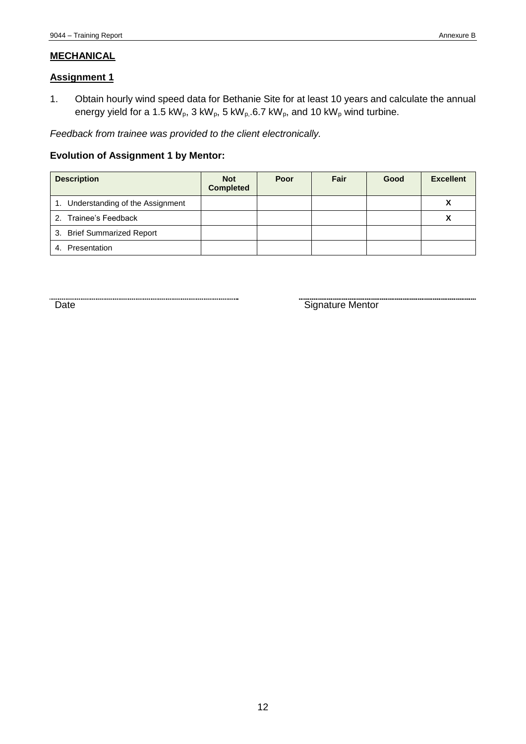## **MECHANICAL**

### **Assignment 1**

1. Obtain hourly wind speed data for Bethanie Site for at least 10 years and calculate the annual energy yield for a 1.5 $kW_p$, 3 $kW_p$, 5 $kW_{p,}$.6.7 $kW_p$, and 10 $kW_p$ wind turbine.

*Feedback from trainee was provided to the client electronically.*

**Evolution of Assignment 1 by Mentor:**

| Description | Not Completed | Poor | Fair | Good | Excellent |
|---|---|---|---|---|---|
| 1. Understanding of the Assignment | | | | | X |
| 2. Trainee's Feedback | | | | | X |
| 3. Brief Summarized Report | | | | | |
| 4. Presentation | | | | | |

.................................................................................... ....................................................................................

Date Signature Mentor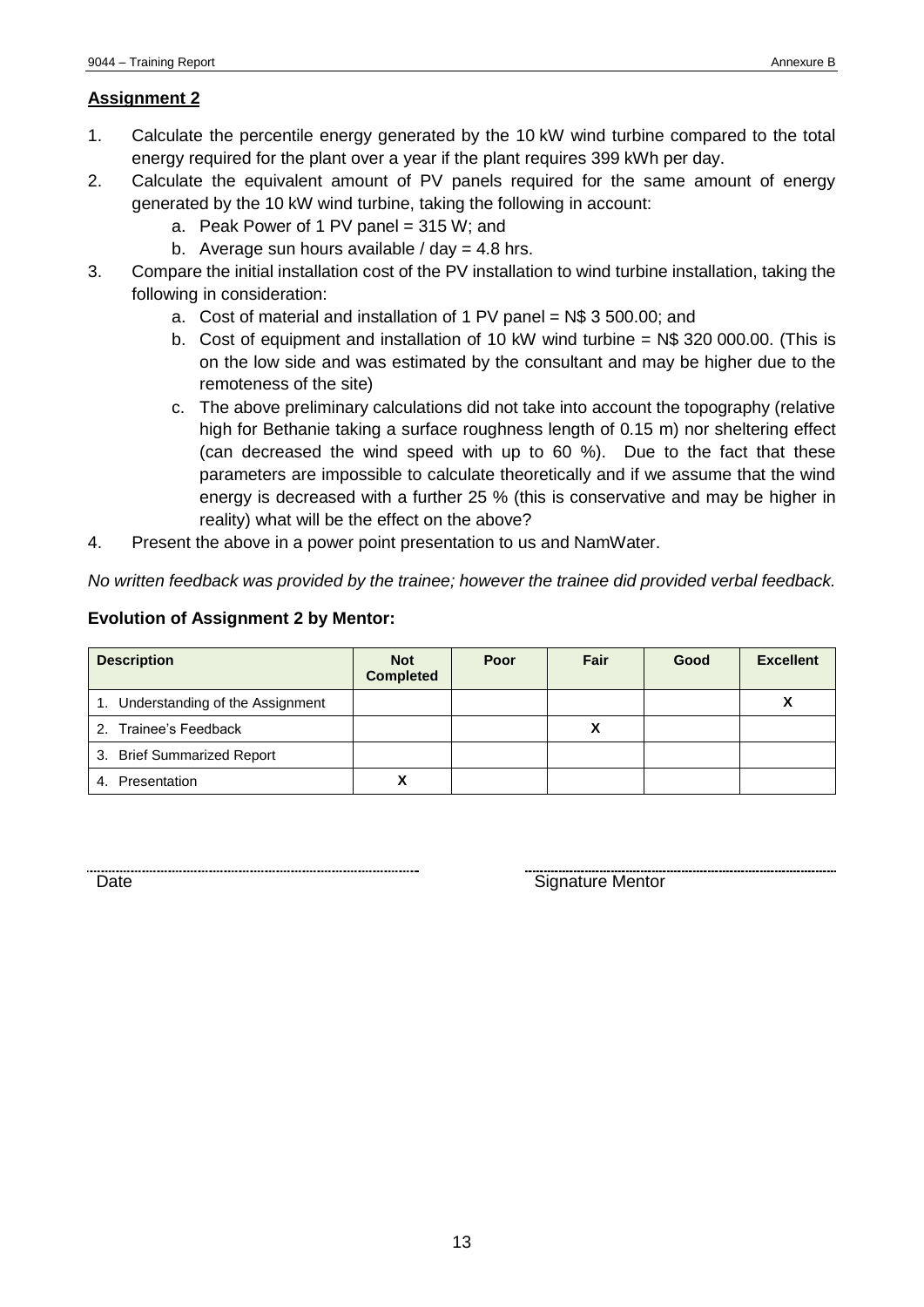## Assignment 2

1. Calculate the percentile energy generated by the 10 kW wind turbine compared to the total energy required for the plant over a year if the plant requires 399 kWh per day.
2. Calculate the equivalent amount of PV panels required for the same amount of energy generated by the 10 kW wind turbine, taking the following in account:
    a. Peak Power of 1 PV panel = 315 W; and
    b. Average sun hours available / day = 4.8 hrs.
3. Compare the initial installation cost of the PV installation to wind turbine installation, taking the following in consideration:
    a. Cost of material and installation of 1 PV panel = N$ 3 500.00; and
    b. Cost of equipment and installation of 10 kW wind turbine = N$ 320 000.00. (This is on the low side and was estimated by the consultant and may be higher due to the remoteness of the site)
    c. The above preliminary calculations did not take into account the topography (relative high for Bethanie taking a surface roughness length of 0.15 m) nor sheltering effect (can decreased the wind speed with up to 60 %). Due to the fact that these parameters are impossible to calculate theoretically and if we assume that the wind energy is decreased with a further 25 % (this is conservative and may be higher in reality) what will be the effect on the above?
4. Present the above in a power point presentation to us and NamWater.

*No written feedback was provided by the trainee; however the trainee did provided verbal feedback.*

**Evolution of Assignment 2 by Mentor:**

| Description | Not Completed | Poor | Fair | Good | Excellent |
|---|---|---|---|---|---|
| 1. Understanding of the Assignment | | | | | X |
| 2. Trainee's Feedback | | | X | | |
| 3. Brief Summarized Report | | | | | |
| 4. Presentation | X | | | | |

Date

Signature Mentor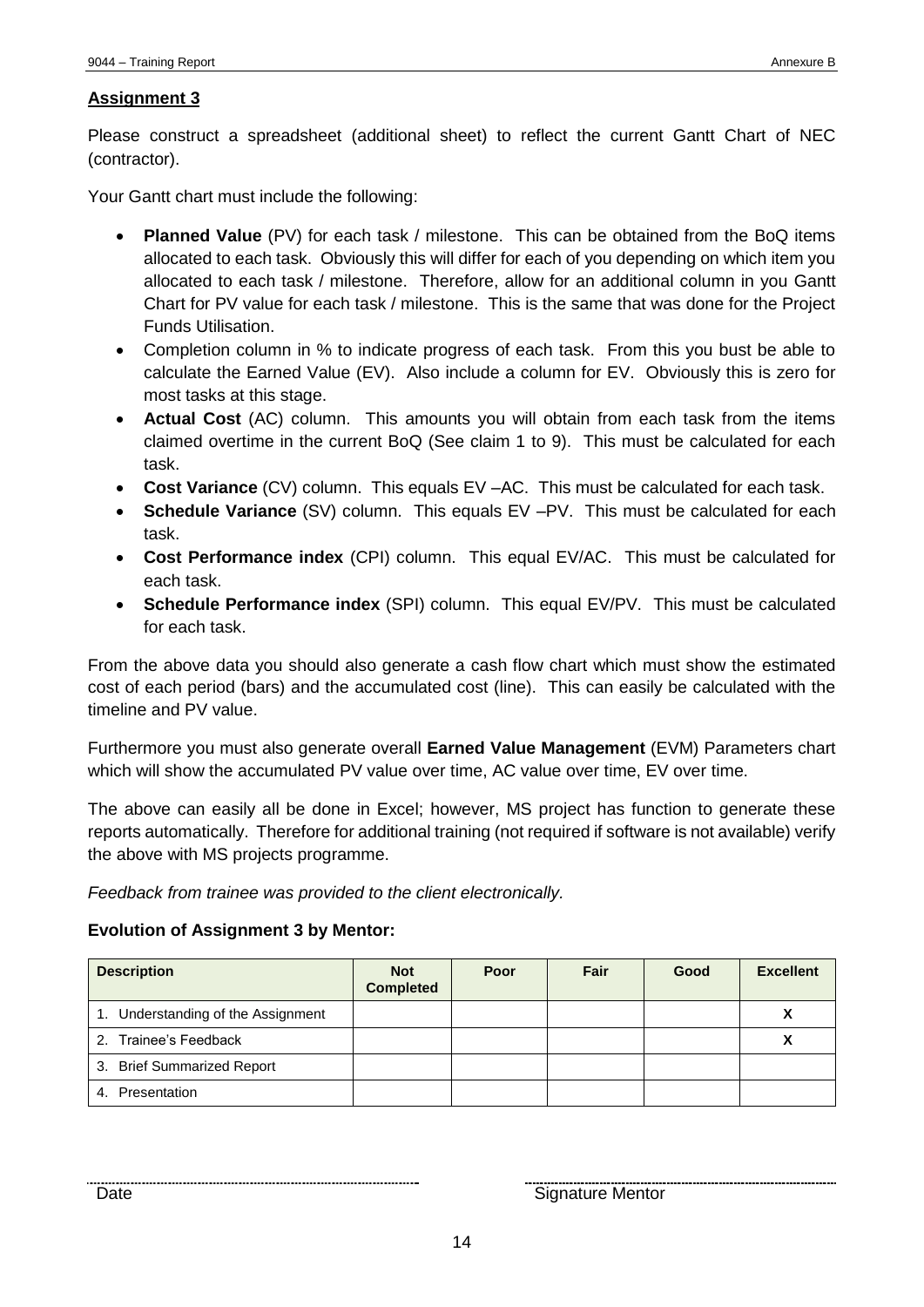**Assignment 3**

Please construct a spreadsheet (additional sheet) to reflect the current Gantt Chart of NEC (contractor).

Your Gantt chart must include the following:

- **Planned Value** (PV) for each task / milestone. This can be obtained from the BoQ items allocated to each task. Obviously this will differ for each of you depending on which item you allocated to each task / milestone. Therefore, allow for an additional column in you Gantt Chart for PV value for each task / milestone. This is the same that was done for the Project Funds Utilisation.
- Completion column in % to indicate progress of each task. From this you bust be able to calculate the Earned Value (EV). Also include a column for EV. Obviously this is zero for most tasks at this stage.
- **Actual Cost** (AC) column. This amounts you will obtain from each task from the items claimed overtime in the current BoQ (See claim 1 to 9). This must be calculated for each task.
- **Cost Variance** (CV) column. This equals EV –AC. This must be calculated for each task.
- **Schedule Variance** (SV) column. This equals EV –PV. This must be calculated for each task.
- **Cost Performance index** (CPI) column. This equal EV/AC. This must be calculated for each task.
- **Schedule Performance index** (SPI) column. This equal EV/PV. This must be calculated for each task.

From the above data you should also generate a cash flow chart which must show the estimated cost of each period (bars) and the accumulated cost (line). This can easily be calculated with the timeline and PV value.

Furthermore you must also generate overall **Earned Value Management** (EVM) Parameters chart which will show the accumulated PV value over time, AC value over time, EV over time.

The above can easily all be done in Excel; however, MS project has function to generate these reports automatically. Therefore for additional training (not required if software is not available) verify the above with MS projects programme.

*Feedback from trainee was provided to the client electronically.*

**Evolution of Assignment 3 by Mentor:**

| Description | Not Completed | Poor | Fair | Good | Excellent |
|---|---|---|---|---|---|
| 1. Understanding of the Assignment | | | | | X |
| 2. Trainee's Feedback | | | | | X |
| 3. Brief Summarized Report | | | | | |
| 4. Presentation | | | | | |

Date

Signature Mentor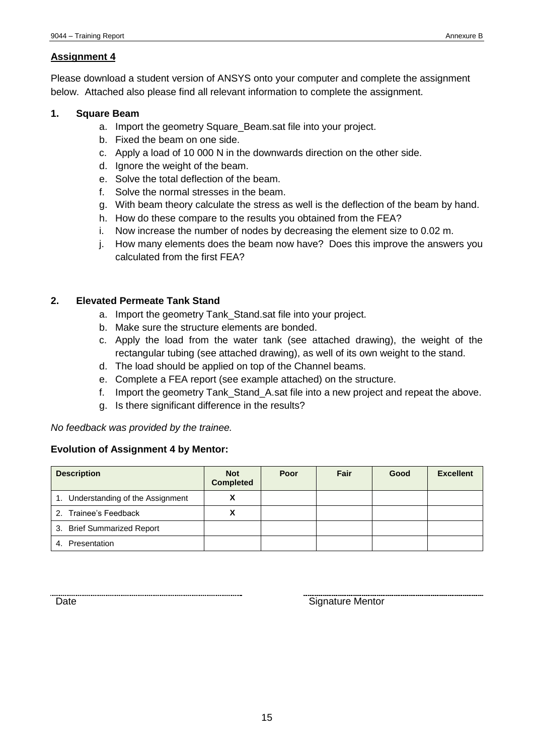## Assignment 4

Please download a student version of ANSYS onto your computer and complete the assignment below. Attached also please find all relevant information to complete the assignment.

### 1. Square Beam

a. Import the geometry Square_Beam.sat file into your project.
b. Fixed the beam on one side.
c. Apply a load of 10 000 N in the downwards direction on the other side.
d. Ignore the weight of the beam.
e. Solve the total deflection of the beam.
f. Solve the normal stresses in the beam.
g. With beam theory calculate the stress as well is the deflection of the beam by hand.
h. How do these compare to the results you obtained from the FEA?
i. Now increase the number of nodes by decreasing the element size to 0.02 m.
j. How many elements does the beam now have? Does this improve the answers you calculated from the first FEA?

### 2. Elevated Permeate Tank Stand

a. Import the geometry Tank_Stand.sat file into your project.
b. Make sure the structure elements are bonded.
c. Apply the load from the water tank (see attached drawing), the weight of the rectangular tubing (see attached drawing), as well of its own weight to the stand.
d. The load should be applied on top of the Channel beams.
e. Complete a FEA report (see example attached) on the structure.
f. Import the geometry Tank_Stand_A.sat file into a new project and repeat the above.
g. Is there significant difference in the results?

*No feedback was provided by the trainee.*

**Evolution of Assignment 4 by Mentor:**

| Description | Not Completed | Poor | Fair | Good | Excellent |
|---|---|---|---|---|---|
| 1. Understanding of the Assignment | X | | | | |
| 2. Trainee's Feedback | X | | | | |
| 3. Brief Summarized Report | | | | | |
| 4. Presentation | | | | | |

Date

Signature Mentor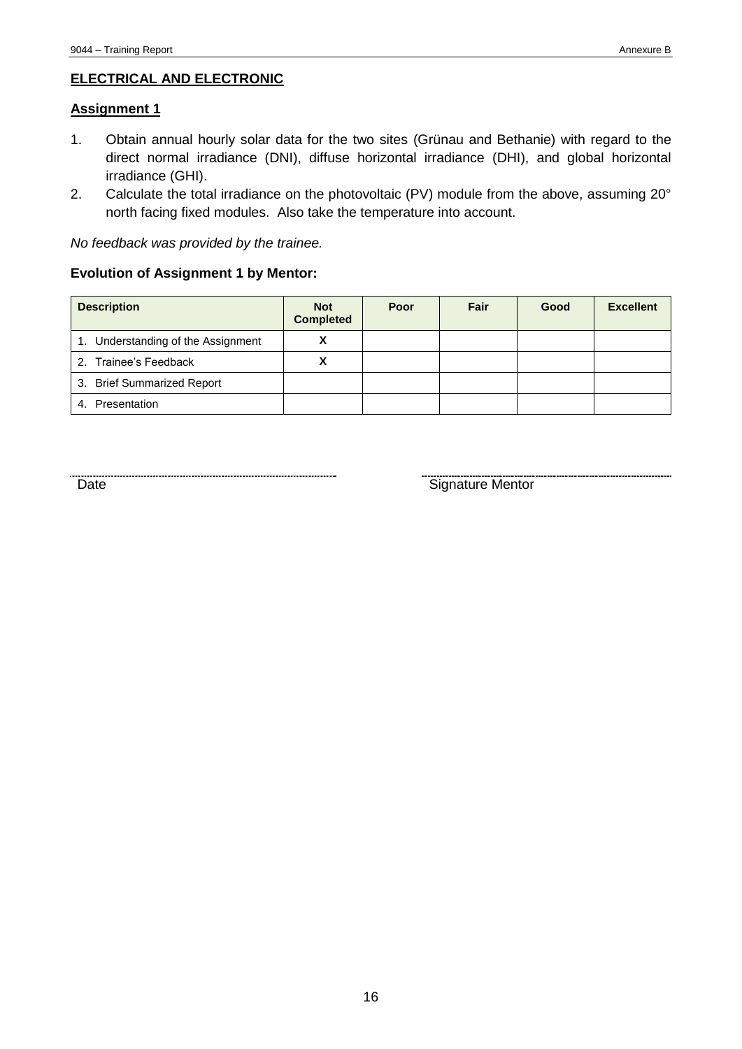## ELECTRICAL AND ELECTRONIC

### Assignment 1

1. Obtain annual hourly solar data for the two sites (Grünau and Bethanie) with regard to the direct normal irradiance (DNI), diffuse horizontal irradiance (DHI), and global horizontal irradiance (GHI).
2. Calculate the total irradiance on the photovoltaic (PV) module from the above, assuming 20° north facing fixed modules. Also take the temperature into account.

*No feedback was provided by the trainee.*

**Evolution of Assignment 1 by Mentor:**

| Description | Not Completed | Poor | Fair | Good | Excellent |
|---|---|---|---|---|---|
| 1. Understanding of the Assignment | X | | | | |
| 2. Trainee's Feedback | X | | | | |
| 3. Brief Summarized Report | | | | | |
| 4. Presentation | | | | | |

Date

Signature Mentor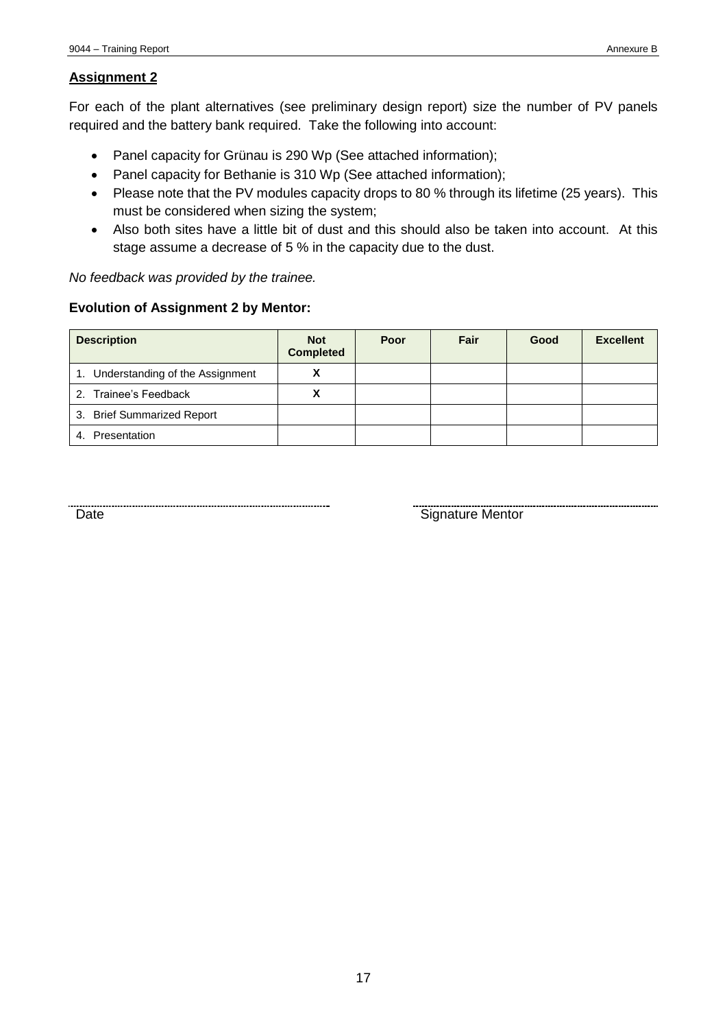**Assignment 2**

For each of the plant alternatives (see preliminary design report) size the number of PV panels required and the battery bank required. Take the following into account:

- Panel capacity for Grünau is 290 Wp (See attached information);
- Panel capacity for Bethanie is 310 Wp (See attached information);
- Please note that the PV modules capacity drops to 80 % through its lifetime (25 years). This must be considered when sizing the system;
- Also both sites have a little bit of dust and this should also be taken into account. At this stage assume a decrease of 5 % in the capacity due to the dust.

*No feedback was provided by the trainee.*

**Evolution of Assignment 2 by Mentor:**

| Description | Not Completed | Poor | Fair | Good | Excellent |
|---|---|---|---|---|---|
| 1. Understanding of the Assignment | X | | | | |
| 2. Trainee's Feedback | X | | | | |
| 3. Brief Summarized Report | | | | | |
| 4. Presentation | | | | | |

Date

Signature Mentor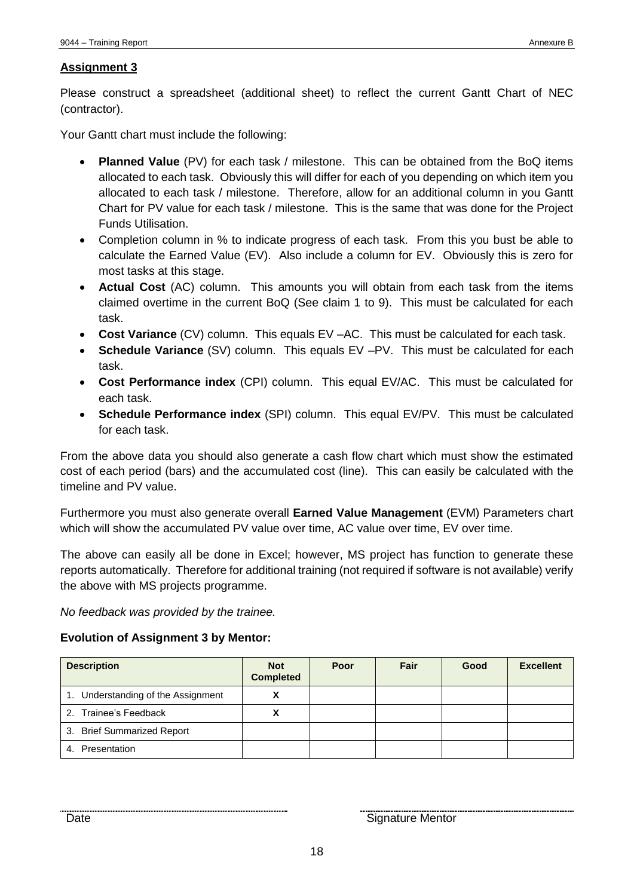**Assignment 3**

Please construct a spreadsheet (additional sheet) to reflect the current Gantt Chart of NEC (contractor).

Your Gantt chart must include the following:

- **Planned Value** (PV) for each task / milestone. This can be obtained from the BoQ items allocated to each task. Obviously this will differ for each of you depending on which item you allocated to each task / milestone. Therefore, allow for an additional column in you Gantt Chart for PV value for each task / milestone. This is the same that was done for the Project Funds Utilisation.
- Completion column in % to indicate progress of each task. From this you bust be able to calculate the Earned Value (EV). Also include a column for EV. Obviously this is zero for most tasks at this stage.
- **Actual Cost** (AC) column. This amounts you will obtain from each task from the items claimed overtime in the current BoQ (See claim 1 to 9). This must be calculated for each task.
- **Cost Variance** (CV) column. This equals EV –AC. This must be calculated for each task.
- **Schedule Variance** (SV) column. This equals EV –PV. This must be calculated for each task.
- **Cost Performance index** (CPI) column. This equal EV/AC. This must be calculated for each task.
- **Schedule Performance index** (SPI) column. This equal EV/PV. This must be calculated for each task.

From the above data you should also generate a cash flow chart which must show the estimated cost of each period (bars) and the accumulated cost (line). This can easily be calculated with the timeline and PV value.

Furthermore you must also generate overall **Earned Value Management** (EVM) Parameters chart which will show the accumulated PV value over time, AC value over time, EV over time.

The above can easily all be done in Excel; however, MS project has function to generate these reports automatically. Therefore for additional training (not required if software is not available) verify the above with MS projects programme.

*No feedback was provided by the trainee.*

**Evolution of Assignment 3 by Mentor:**

| Description | Not Completed | Poor | Fair | Good | Excellent |
|---|---|---|---|---|---|
| 1. Understanding of the Assignment | X | | | | |
| 2. Trainee's Feedback | X | | | | |
| 3. Brief Summarized Report | | | | | |
| 4. Presentation | | | | | |

Date

Signature Mentor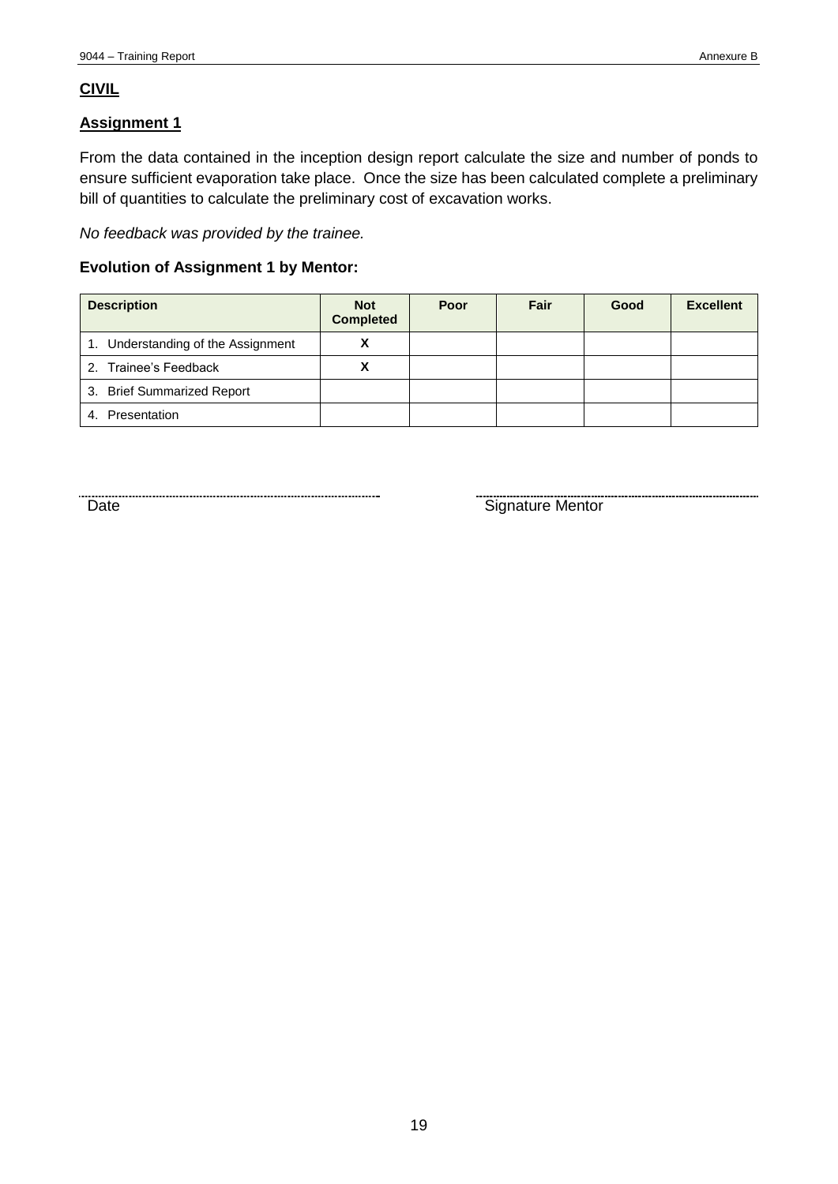**CIVIL**

**Assignment 1**

From the data contained in the inception design report calculate the size and number of ponds to ensure sufficient evaporation take place. Once the size has been calculated complete a preliminary bill of quantities to calculate the preliminary cost of excavation works.

*No feedback was provided by the trainee.*

**Evolution of Assignment 1 by Mentor:**

| Description | Not Completed | Poor | Fair | Good | Excellent |
|---|---|---|---|---|---|
| 1. Understanding of the Assignment | X | | | | |
| 2. Trainee's Feedback | X | | | | |
| 3. Brief Summarized Report | | | | | |
| 4. Presentation | | | | | |

............................................................ ............................................................

Date Signature Mentor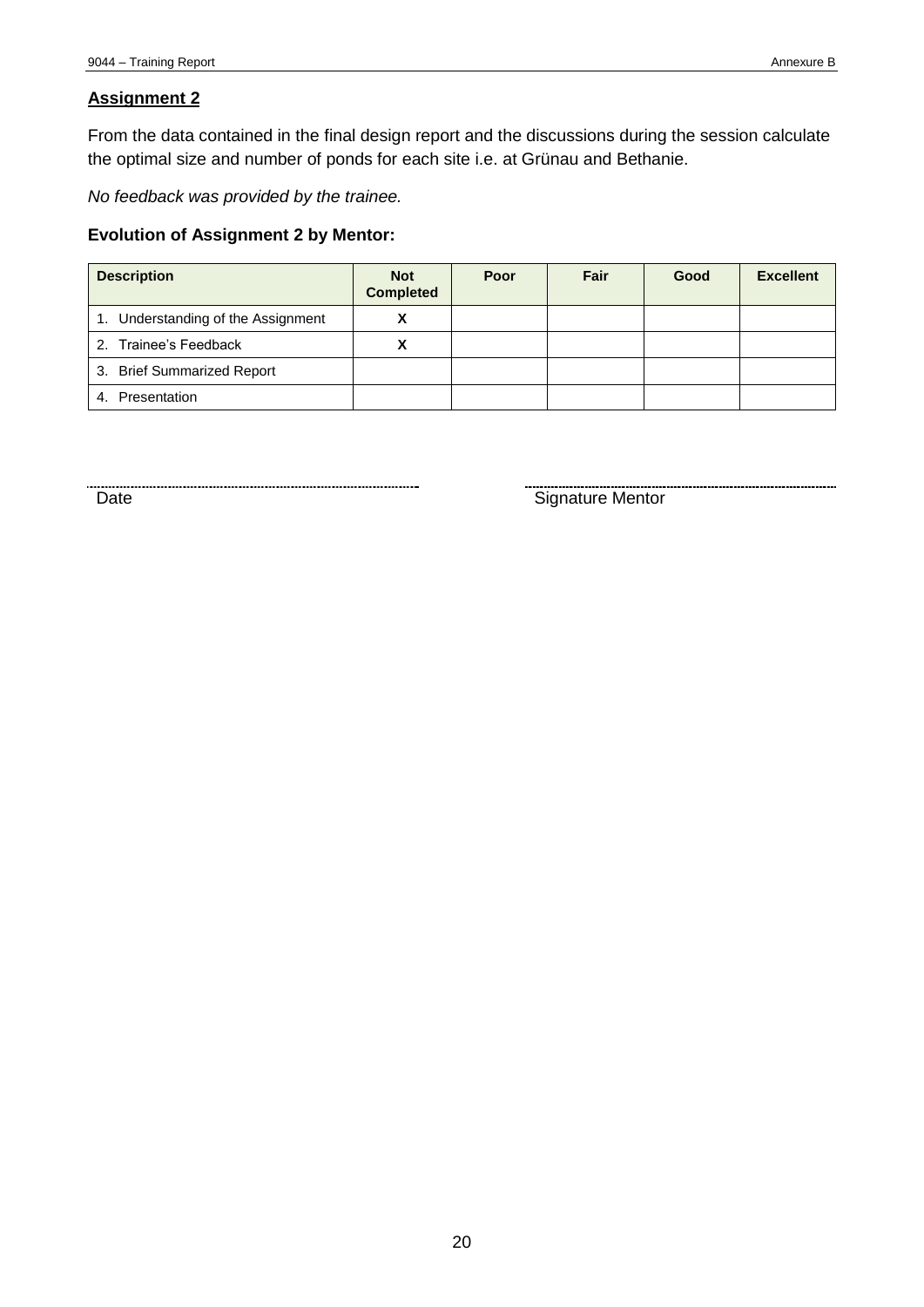**Assignment 2**

From the data contained in the final design report and the discussions during the session calculate the optimal size and number of ponds for each site i.e. at Grünau and Bethanie.

*No feedback was provided by the trainee.*

**Evolution of Assignment 2 by Mentor:**

| Description | Not Completed | Poor | Fair | Good | Excellent |
|---|---|---|---|---|---|
| 1. Understanding of the Assignment | X | | | | |
| 2. Trainee's Feedback | X | | | | |
| 3. Brief Summarized Report | | | | | |
| 4. Presentation | | | | | |

Date

Signature Mentor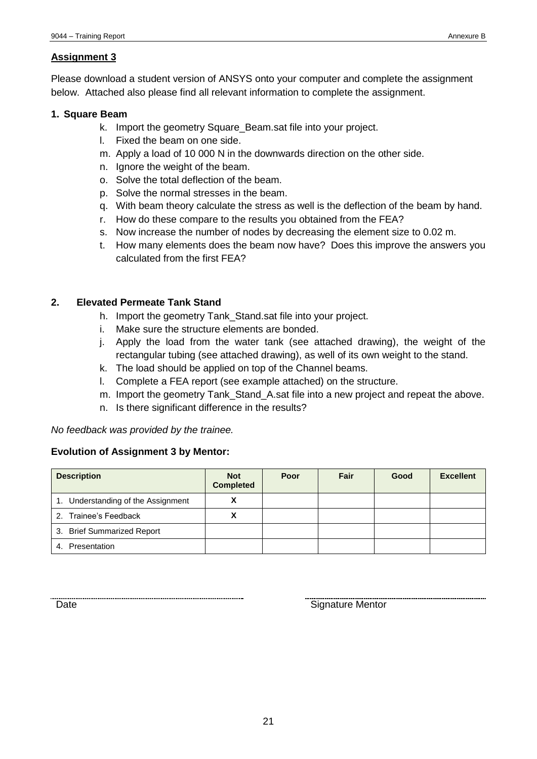**Assignment 3**

Please download a student version of ANSYS onto your computer and complete the assignment below. Attached also please find all relevant information to complete the assignment.

**1. Square Beam**

k. Import the geometry Square_Beam.sat file into your project.
l. Fixed the beam on one side.
m. Apply a load of 10 000 N in the downwards direction on the other side.
n. Ignore the weight of the beam.
o. Solve the total deflection of the beam.
p. Solve the normal stresses in the beam.
q. With beam theory calculate the stress as well is the deflection of the beam by hand.
r. How do these compare to the results you obtained from the FEA?
s. Now increase the number of nodes by decreasing the element size to 0.02 m.
t. How many elements does the beam now have? Does this improve the answers you calculated from the first FEA?

**2. Elevated Permeate Tank Stand**

h. Import the geometry Tank_Stand.sat file into your project.
i. Make sure the structure elements are bonded.
j. Apply the load from the water tank (see attached drawing), the weight of the rectangular tubing (see attached drawing), as well of its own weight to the stand.
k. The load should be applied on top of the Channel beams.
l. Complete a FEA report (see example attached) on the structure.
m. Import the geometry Tank_Stand_A.sat file into a new project and repeat the above.
n. Is there significant difference in the results?

*No feedback was provided by the trainee.*

**Evolution of Assignment 3 by Mentor:**

| Description | Not Completed | Poor | Fair | Good | Excellent |
|---|---|---|---|---|---|
| 1. Understanding of the Assignment | X | | | | |
| 2. Trainee's Feedback | X | | | | |
| 3. Brief Summarized Report | | | | | |
| 4. Presentation | | | | | |

Date

Signature Mentor